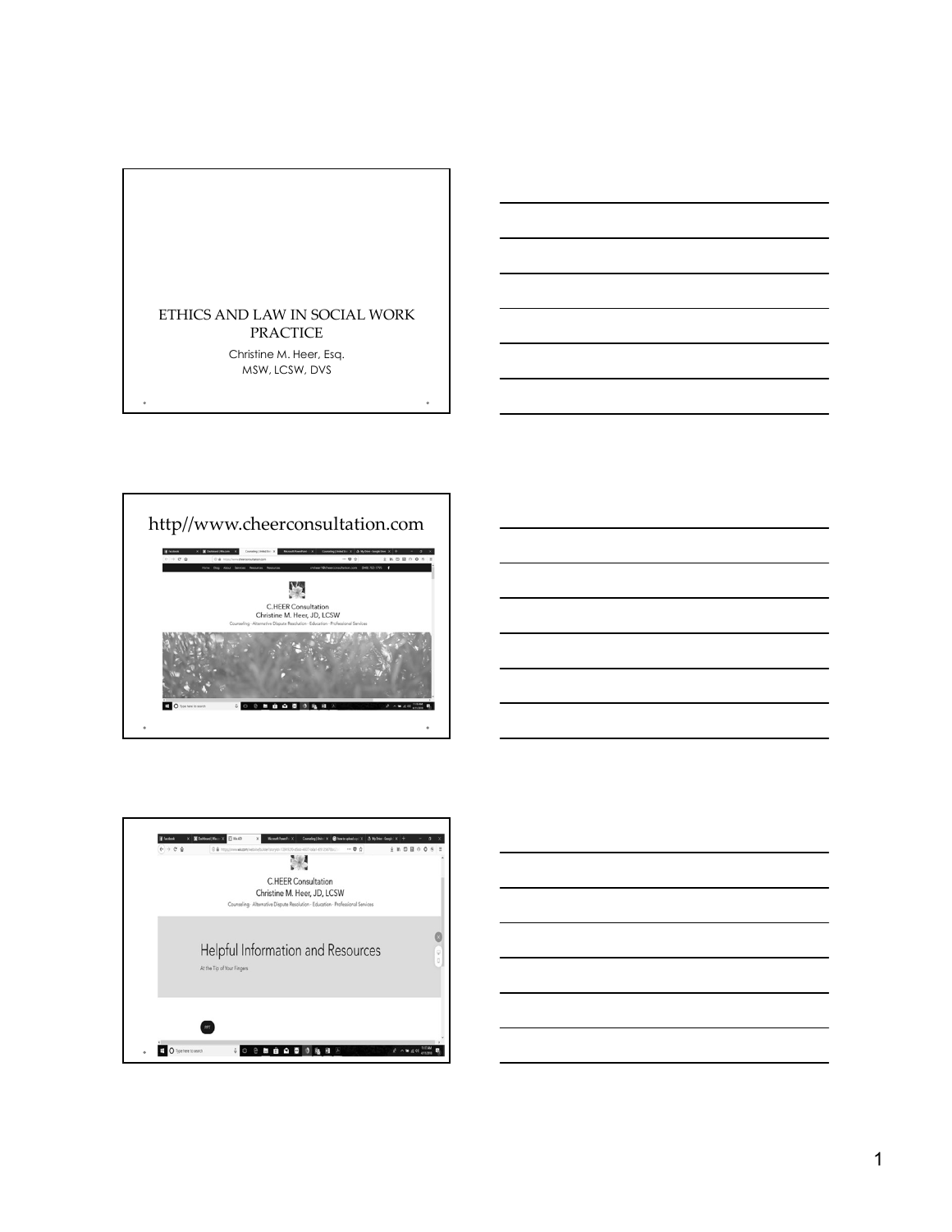# ETHICS AND LAW IN SOCIAL WORK PRACTICE

Christine M. Heer, Esq.
MSW, LCSW, DVS

---

## http//www.cheerconsultation.com

C.HEER Consultation
Christine M. Heer, JD, LCSW
Counseling · Alternative Dispute Resolution · Education · Professional Services

---

C.HEER Consultation
Christine M. Heer, JD, LCSW
Counseling · Alternative Dispute Resolution · Education · Professional Services

Helpful Information and Resources
At the Tip of Your Fingers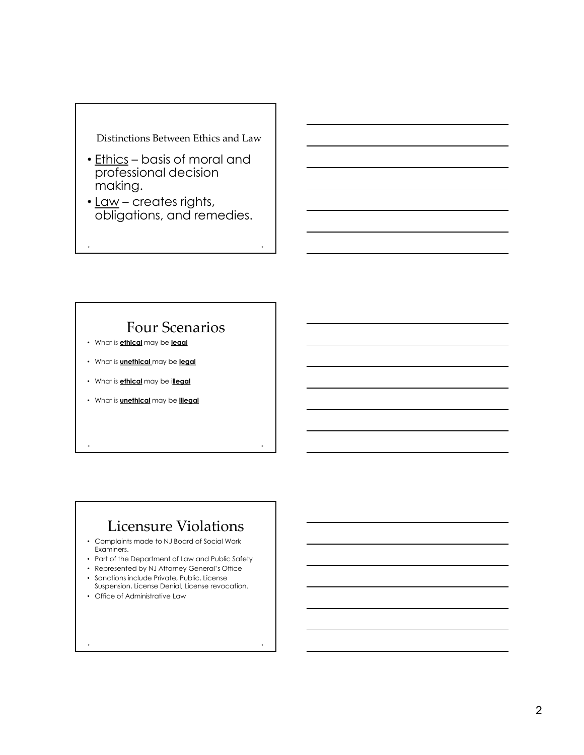## Distinctions Between Ethics and Law

- Ethics – basis of moral and professional decision making.
- Law – creates rights, obligations, and remedies.

## Four Scenarios

- What is **ethical** may be **legal**
- What is **unethical** may be **legal**
- What is **ethical** may be i**llegal**
- What is **unethical** may be **illegal**

## Licensure Violations

- Complaints made to NJ Board of Social Work Examiners.
- Part of the Department of Law and Public Safety
- Represented by NJ Attorney General's Office
- Sanctions include Private, Public, License Suspension, License Denial, License revocation.
- Office of Administrative Law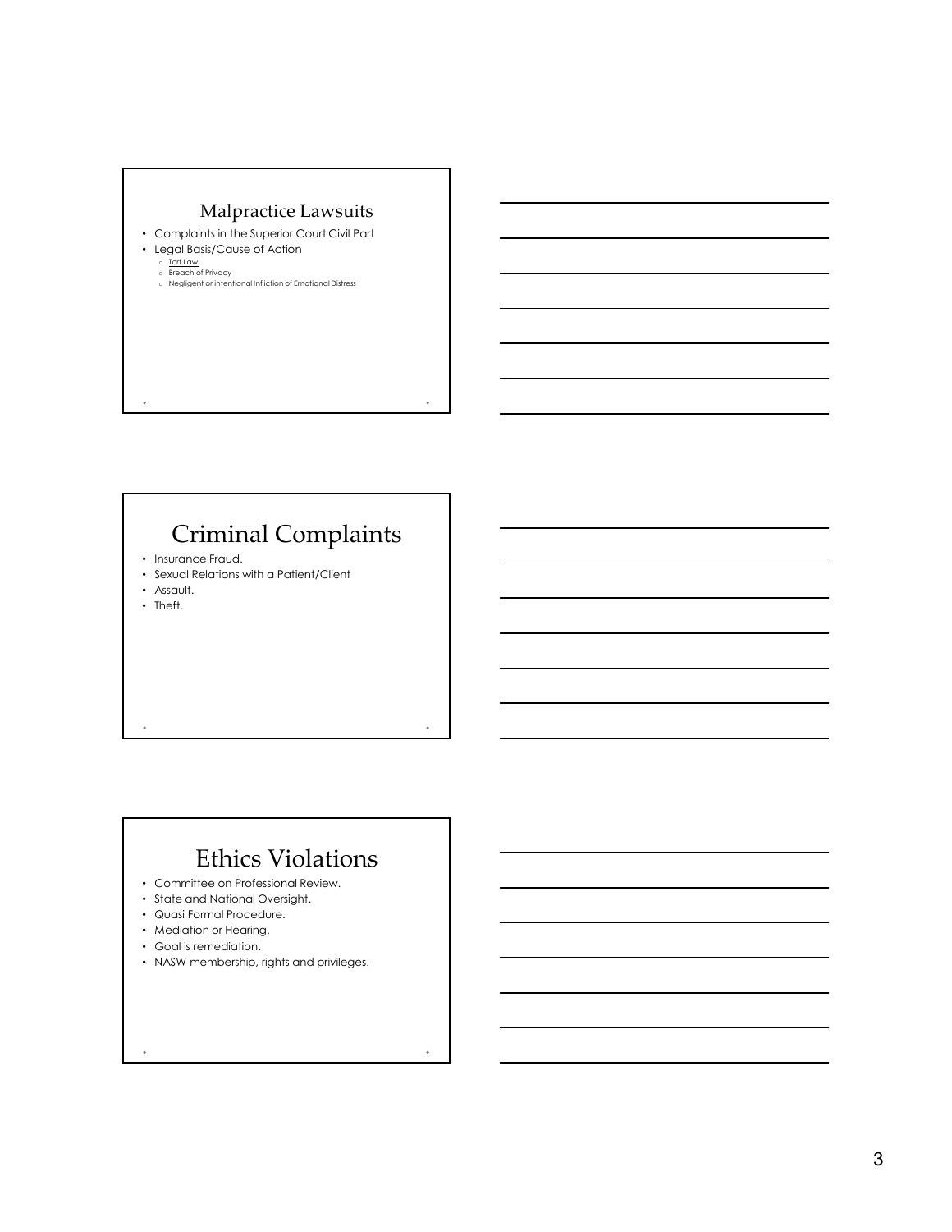## Malpractice Lawsuits

- Complaints in the Superior Court Civil Part
- Legal Basis/Cause of Action
  - Tort Law
  - Breach of Privacy
  - Negligent or intentional Infliction of Emotional Distress

## Criminal Complaints

- Insurance Fraud.
- Sexual Relations with a Patient/Client
- Assault.
- Theft.

## Ethics Violations

- Committee on Professional Review.
- State and National Oversight.
- Quasi Formal Procedure.
- Mediation or Hearing.
- Goal is remediation.
- NASW membership, rights and privileges.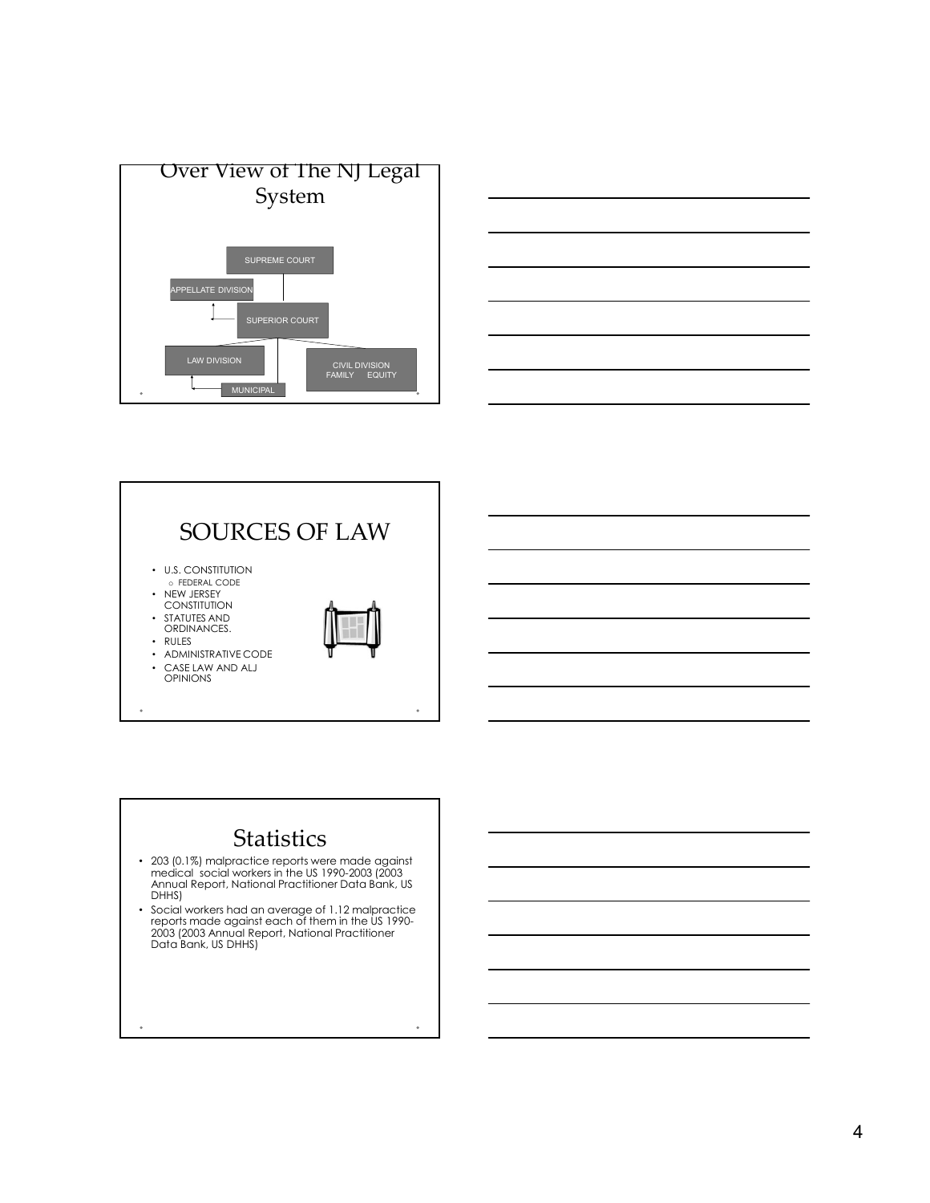## Over View of The NJ Legal System

SUPREME COURT

APPELLATE DIVISION

SUPERIOR COURT

LAW DIVISION

CIVIL DIVISION
FAMILY EQUITY

MUNICIPAL

## SOURCES OF LAW

- U.S. CONSTITUTION
  - FEDERAL CODE
- NEW JERSEY CONSTITUTION
- STATUTES AND ORDINANCES.
- RULES
- ADMINISTRATIVE CODE
- CASE LAW AND ALJ OPINIONS

## Statistics

- 203 (0.1%) malpractice reports were made against medical social workers in the US 1990-2003 (2003 Annual Report, National Practitioner Data Bank, US DHHS)
- Social workers had an average of 1.12 malpractice reports made against each of them in the US 1990-2003 (2003 Annual Report, National Practitioner Data Bank, US DHHS)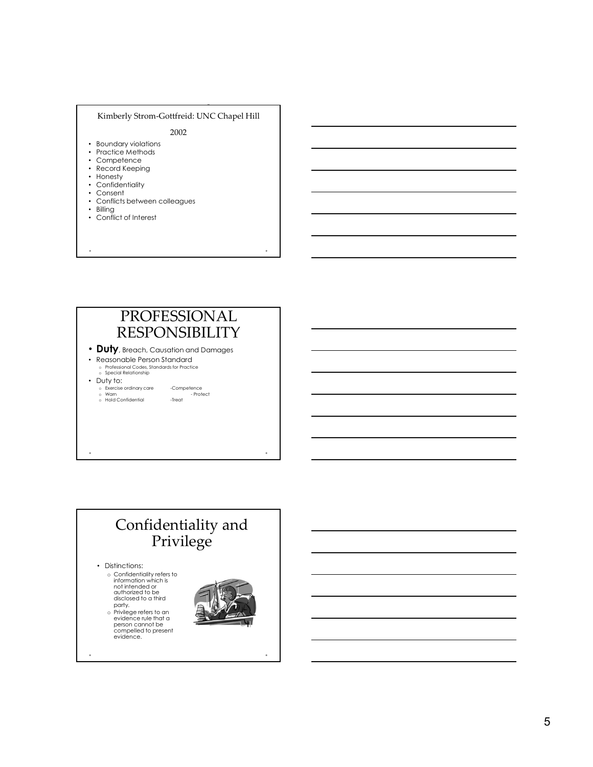## Kimberly Strom-Gottfreid: UNC Chapel Hill

2002

- Boundary violations
- Practice Methods
- Competence
- Record Keeping
- Honesty
- Confidentiality
- Consent
- Conflicts between colleagues
- Billing
- Conflict of Interest

# PROFESSIONAL RESPONSIBILITY

- **Duty**, Breach, Causation and Damages
- Reasonable Person Standard
  - Professional Codes, Standards for Practice
  - Special Relationship
- Duty to:
  - Exercise ordinary care -Competence
  - Warn - Protect
  - Hold Confidential -Treat

# Confidentiality and Privilege

- Distinctions:
  - Confidentiality refers to information which is not intended or authorized to be disclosed to a third party.
  - Privilege refers to an evidence rule that a person cannot be compelled to present evidence.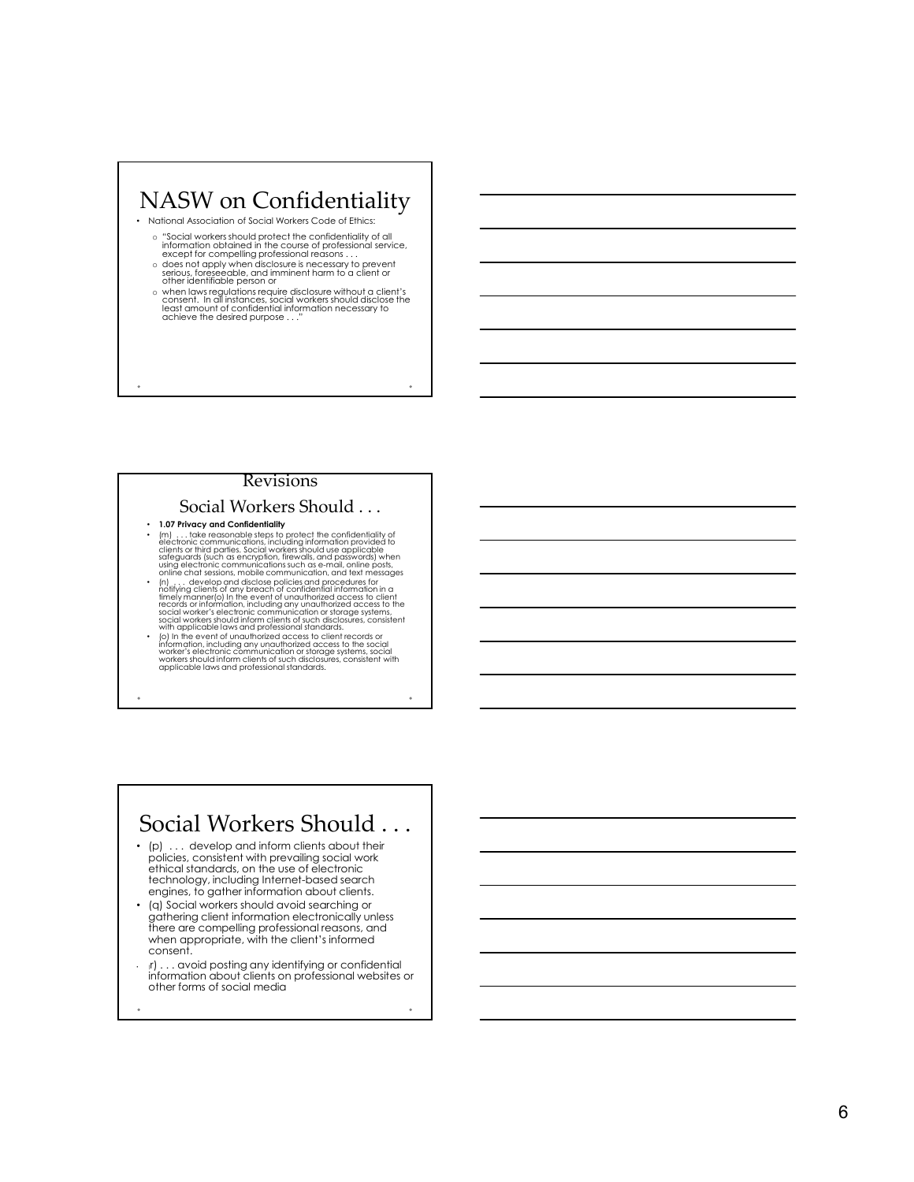# NASW on Confidentiality

- National Association of Social Workers Code of Ethics:
  - "Social workers should protect the confidentiality of all information obtained in the course of professional service, except for compelling professional reasons . . .
  - does not apply when disclosure is necessary to prevent serious, foreseeable, and imminent harm to a client or other identifiable person or
  - when laws regulations require disclosure without a client's consent. In all instances, social workers should disclose the least amount of confidential information necessary to achieve the desired purpose . . ."

## Revisions

## Social Workers Should . . .

- **1.07 Privacy and Confidentiality**
- (m) . . . take reasonable steps to protect the confidentiality of electronic communications, including information provided to clients or third parties. Social workers should use applicable safeguards (such as encryption, firewalls, and passwords) when using electronic communications such as e-mail, online posts, online chat sessions, mobile communication, and text messages
- (n) . . . develop and disclose policies and procedures for notifying clients of any breach of confidential information in a timely manner(o) In the event of unauthorized access to client records or information, including any unauthorized access to the social worker's electronic communication or storage systems, social workers should inform clients of such disclosures, consistent with applicable laws and professional standards.
- (o) In the event of unauthorized access to client records or information, including any unauthorized access to the social worker's electronic communication or storage systems, social workers should inform clients of such disclosures, consistent with applicable laws and professional standards.

# Social Workers Should . . .

- (p) . . . develop and inform clients about their policies, consistent with prevailing social work ethical standards, on the use of electronic technology, including Internet-based search engines, to gather information about clients.
- (q) Social workers should avoid searching or gathering client information electronically unless there are compelling professional reasons, and when appropriate, with the client's informed consent.
- r) . . . avoid posting any identifying or confidential information about clients on professional websites or other forms of social media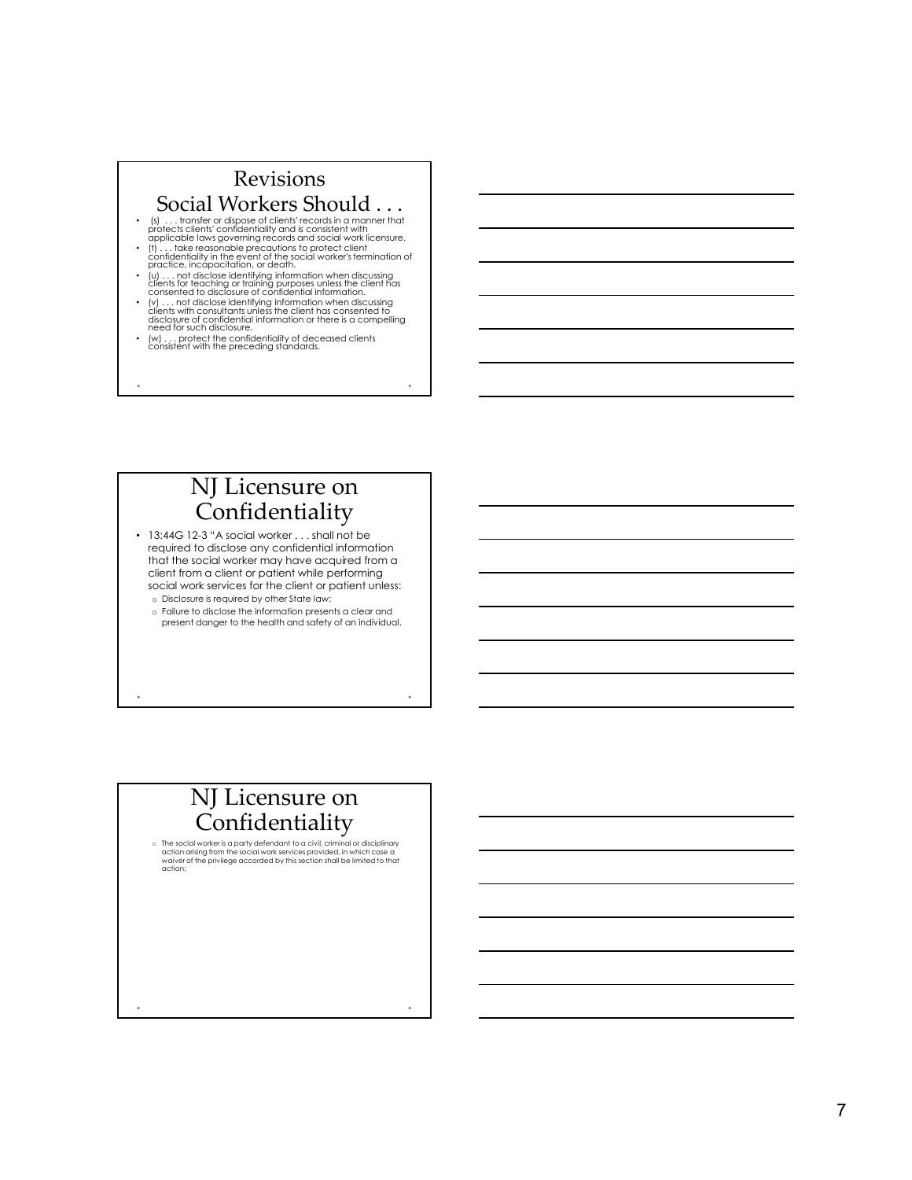## Revisions
## Social Workers Should . . .

- (s) . . . transfer or dispose of clients' records in a manner that protects clients' confidentiality and is consistent with applicable laws governing records and social work licensure.
- (t) . . . take reasonable precautions to protect client confidentiality in the event of the social worker's termination of practice, incapacitation, or death.
- (u) . . . not disclose identifying information when discussing clients for teaching or training purposes unless the client has consented to disclosure of confidential information.
- (v) . . . not disclose identifying information when discussing clients with consultants unless the client has consented to disclosure of confidential information or there is a compelling need for such disclosure.
- (w) . . . protect the confidentiality of deceased clients consistent with the preceding standards.

## NJ Licensure on Confidentiality

- 13:44G 12-3 "A social worker . . . shall not be required to disclose any confidential information that the social worker may have acquired from a client from a client or patient while performing social work services for the client or patient unless:
  - Disclosure is required by other State law;
  - Failure to disclose the information presents a clear and present danger to the health and safety of an individual.

## NJ Licensure on Confidentiality

- The social worker is a party defendant to a civil, criminal or disciplinary action arising from the social work services provided, in which case a waiver of the privilege accorded by this section shall be limited to that action;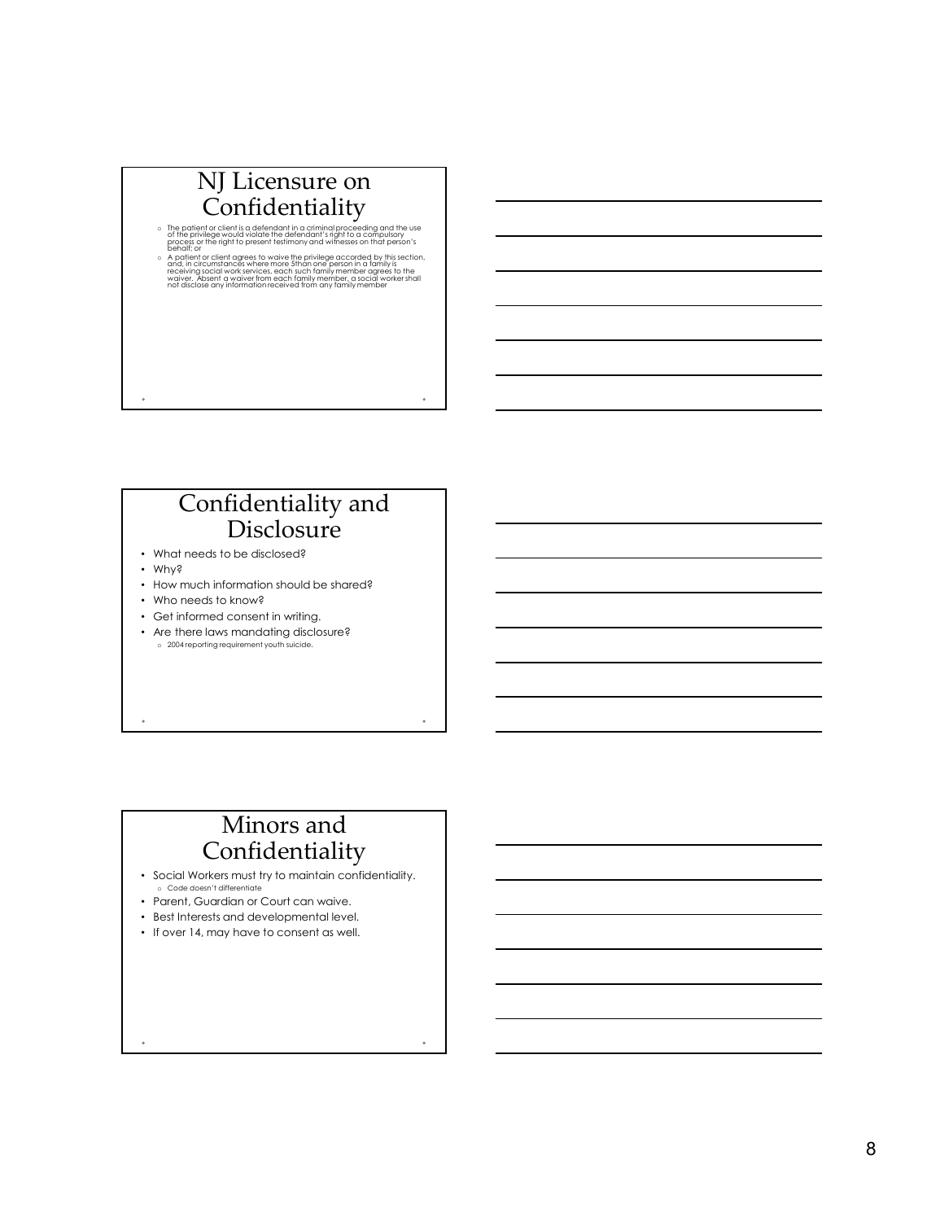## NJ Licensure on Confidentiality

- The patient or client is a defendant in a criminal proceeding and the use of the privilege would violate the defendant's right to a compulsory process or the right to present testimony and witnesses on that person's behalf; or
- A patient or client agrees to waive the privilege accorded by this section, and, in circumstances where more 5than one person in a family is receiving social work services, each such family member agrees to the waiver. Absent a waiver from each family member, a social worker shall not disclose any information received from any family member

## Confidentiality and Disclosure

- What needs to be disclosed?
- Why?
- How much information should be shared?
- Who needs to know?
- Get informed consent in writing.
- Are there laws mandating disclosure?
  - 2004 reporting requirement youth suicide.

## Minors and Confidentiality

- Social Workers must try to maintain confidentiality.
  - Code doesn't differentiate
- Parent, Guardian or Court can waive.
- Best Interests and developmental level.
- If over 14, may have to consent as well.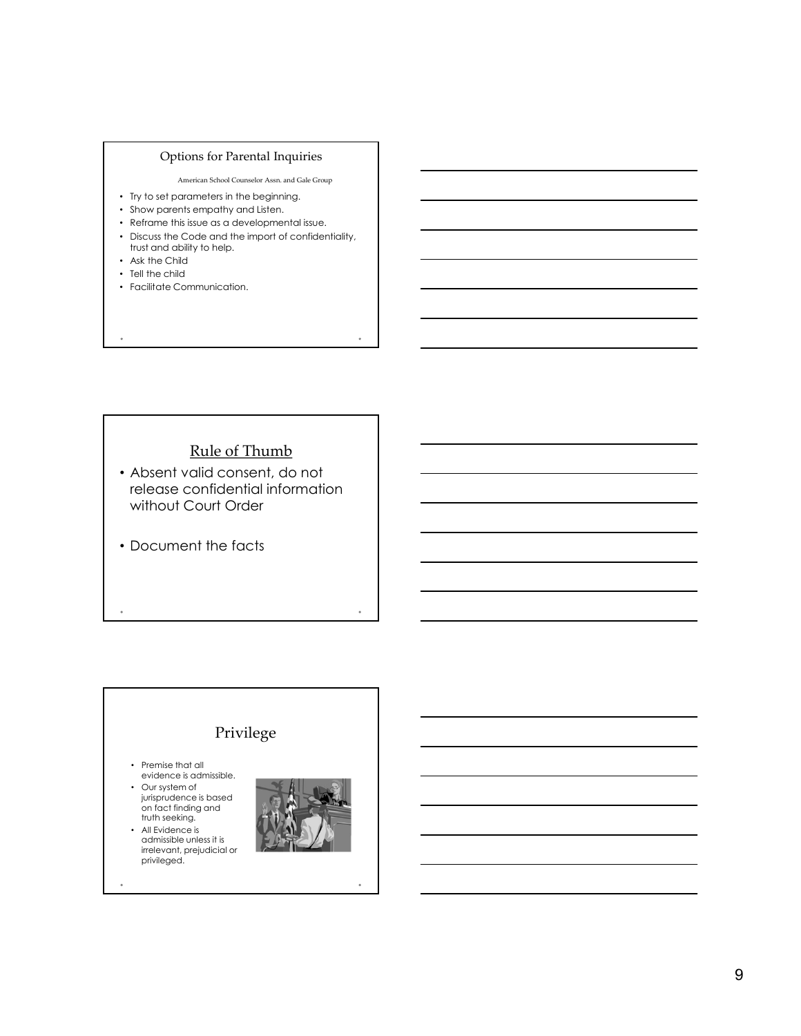## Options for Parental Inquiries

American School Counselor Assn. and Gale Group

- Try to set parameters in the beginning.
- Show parents empathy and Listen.
- Reframe this issue as a developmental issue.
- Discuss the Code and the import of confidentiality, trust and ability to help.
- Ask the Child
- Tell the child
- Facilitate Communication.

## Rule of Thumb

- Absent valid consent, do not release confidential information without Court Order
- Document the facts

## Privilege

- Premise that all evidence is admissible.
- Our system of jurisprudence is based on fact finding and truth seeking.
- All Evidence is admissible unless it is irrelevant, prejudicial or privileged.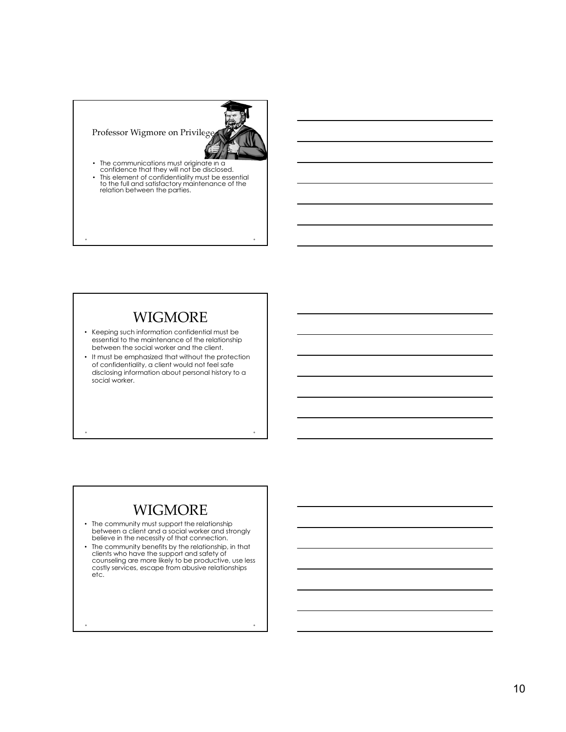## Professor Wigmore on Privilege

- The communications must originate in a confidence that they will not be disclosed.
- This element of confidentiality must be essential to the full and satisfactory maintenance of the relation between the parties.

## WIGMORE

- Keeping such information confidential must be essential to the maintenance of the relationship between the social worker and the client.
- It must be emphasized that without the protection of confidentiality, a client would not feel safe disclosing information about personal history to a social worker.

## WIGMORE

- The community must support the relationship between a client and a social worker and strongly believe in the necessity of that connection.
- The community benefits by the relationship, in that clients who have the support and safety of counseling are more likely to be productive, use less costly services, escape from abusive relationships etc.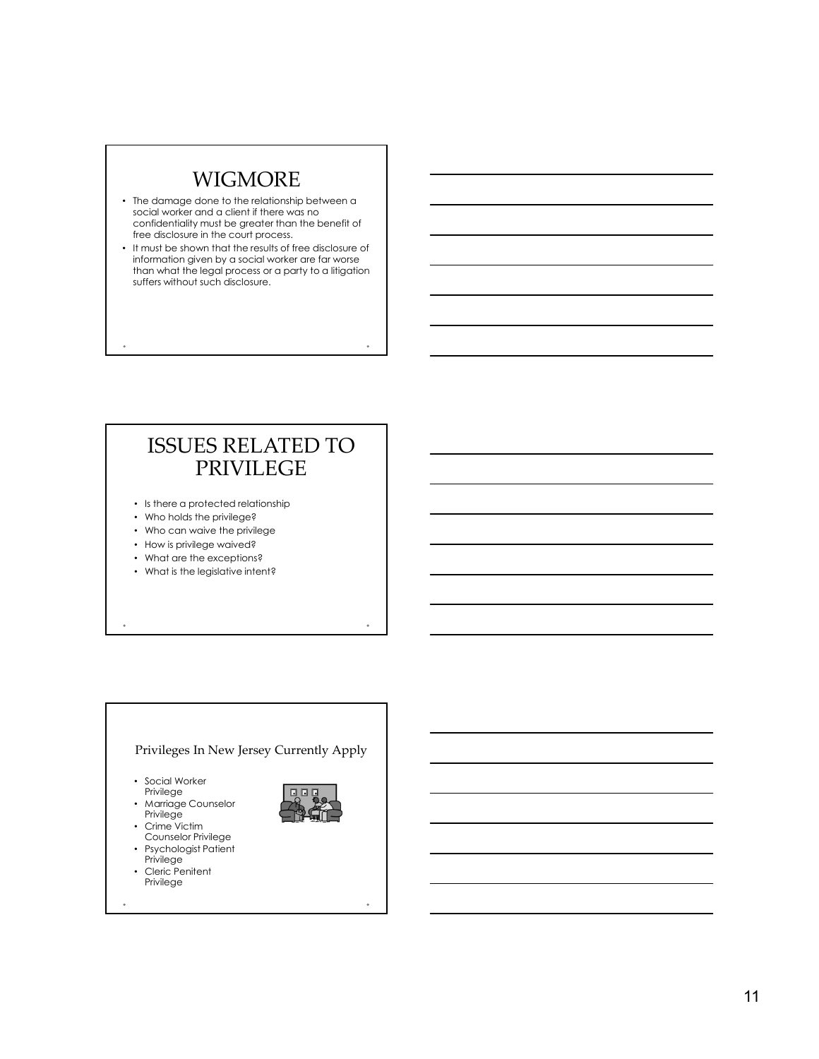## WIGMORE

- The damage done to the relationship between a social worker and a client if there was no confidentiality must be greater than the benefit of free disclosure in the court process.
- It must be shown that the results of free disclosure of information given by a social worker are far worse than what the legal process or a party to a litigation suffers without such disclosure.

## ISSUES RELATED TO PRIVILEGE

- Is there a protected relationship
- Who holds the privilege?
- Who can waive the privilege
- How is privilege waived?
- What are the exceptions?
- What is the legislative intent?

## Privileges In New Jersey Currently Apply

- Social Worker Privilege
- Marriage Counselor Privilege
- Crime Victim Counselor Privilege
- Psychologist Patient Privilege
- Cleric Penitent Privilege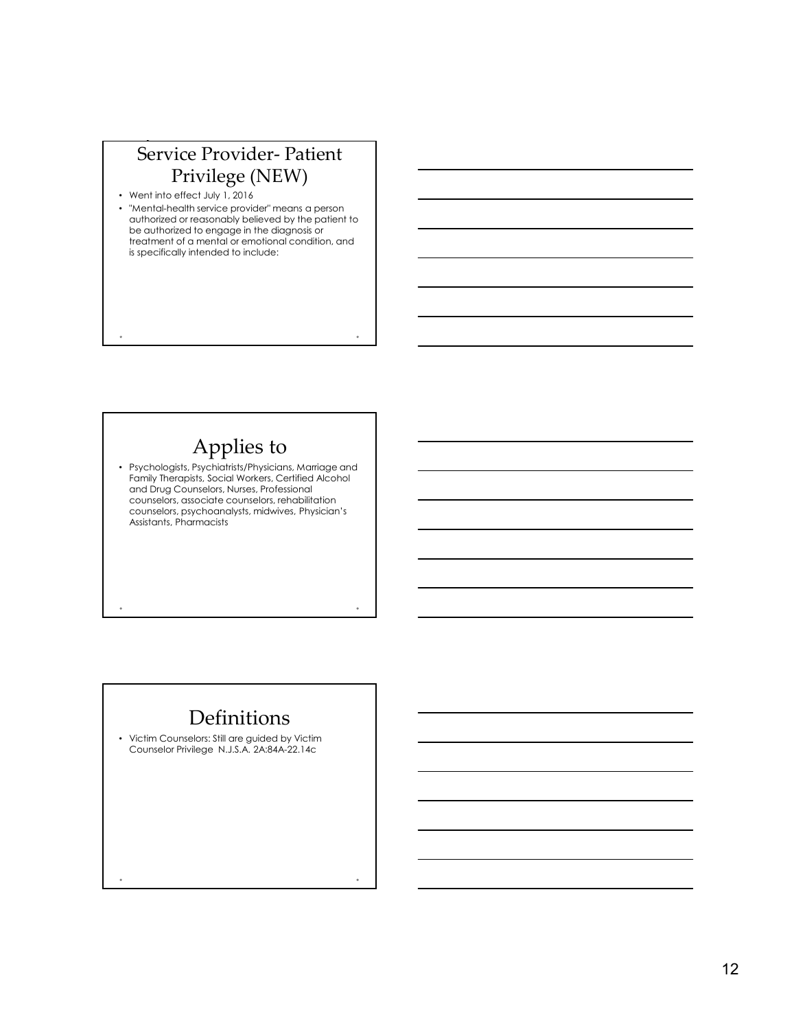## Service Provider- Patient Privilege (NEW)

- Went into effect July 1, 2016
- "Mental-health service provider" means a person authorized or reasonably believed by the patient to be authorized to engage in the diagnosis or treatment of a mental or emotional condition, and is specifically intended to include:

## Applies to

- Psychologists, Psychiatrists/Physicians, Marriage and Family Therapists, Social Workers, Certified Alcohol and Drug Counselors, Nurses, Professional counselors, associate counselors, rehabilitation counselors, psychoanalysts, midwives, Physician's Assistants, Pharmacists

## Definitions

- Victim Counselors: Still are guided by Victim Counselor Privilege N.J.S.A. 2A:84A-22.14c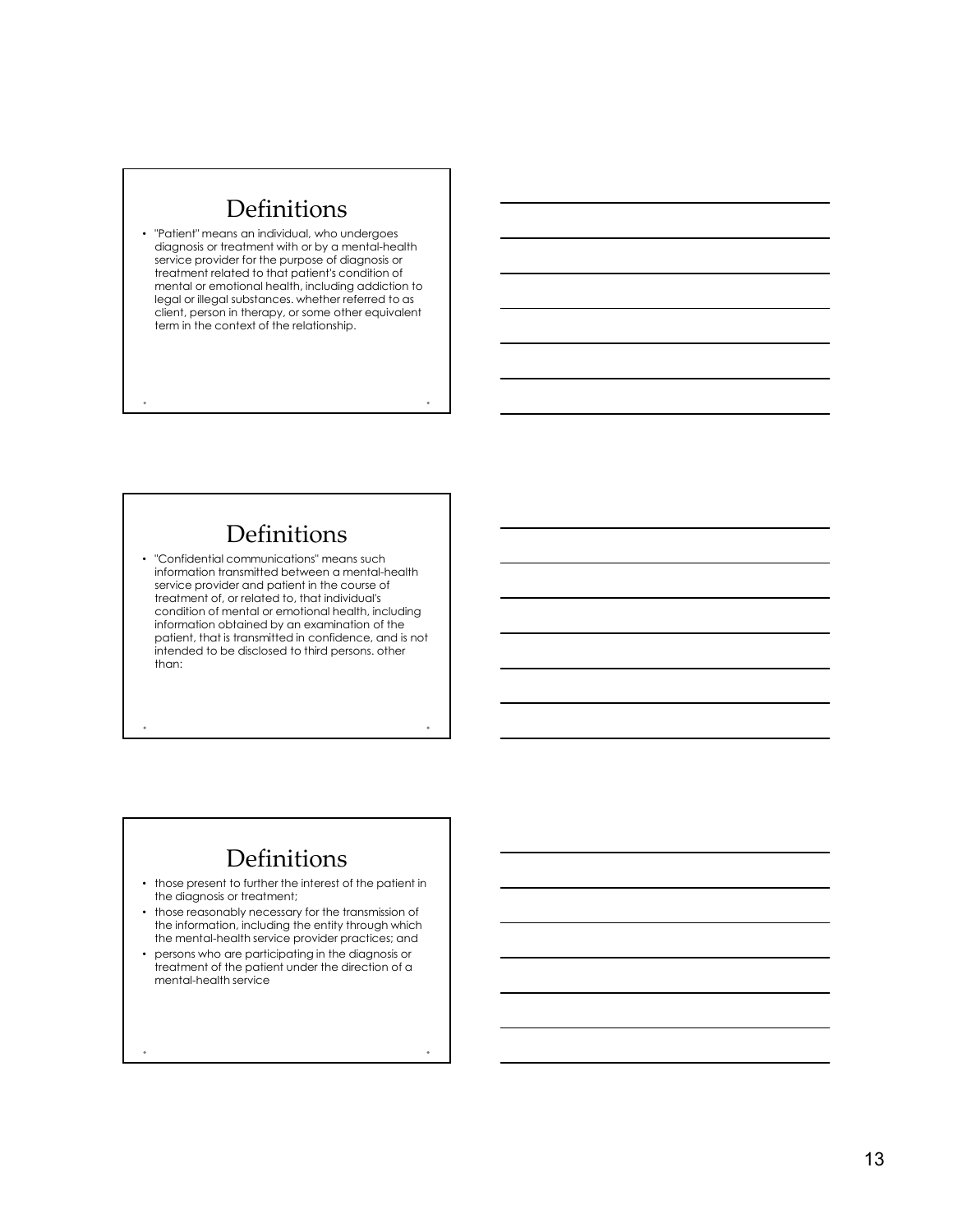## Definitions

- "Patient" means an individual, who undergoes diagnosis or treatment with or by a mental-health service provider for the purpose of diagnosis or treatment related to that patient's condition of mental or emotional health, including addiction to legal or illegal substances. whether referred to as client, person in therapy, or some other equivalent term in the context of the relationship.

## Definitions

- "Confidential communications" means such information transmitted between a mental-health service provider and patient in the course of treatment of, or related to, that individual's condition of mental or emotional health, including information obtained by an examination of the patient, that is transmitted in confidence, and is not intended to be disclosed to third persons. other than:

## Definitions

- those present to further the interest of the patient in the diagnosis or treatment;
- those reasonably necessary for the transmission of the information, including the entity through which the mental-health service provider practices; and
- persons who are participating in the diagnosis or treatment of the patient under the direction of a mental-health service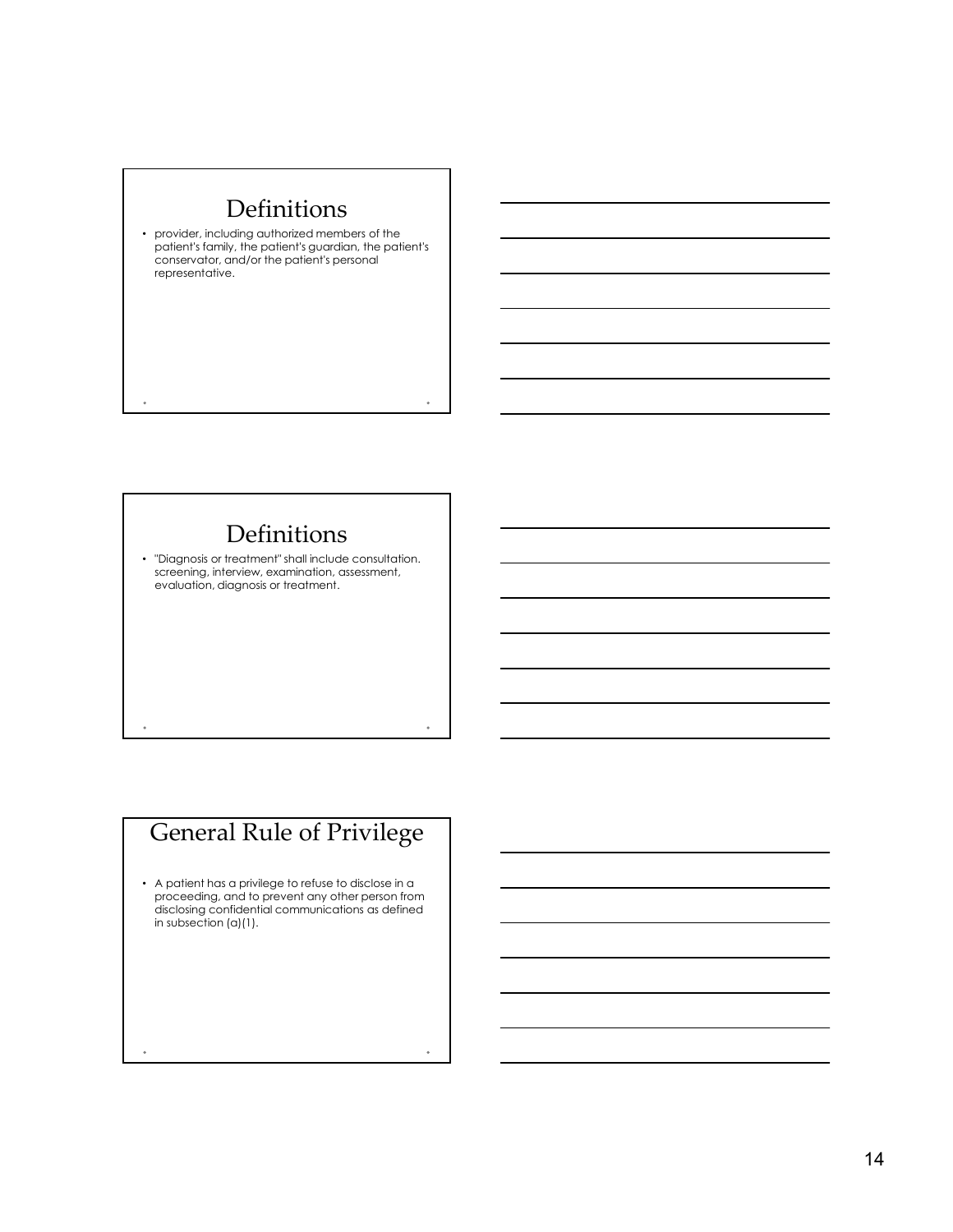## Definitions

- provider, including authorized members of the patient's family, the patient's guardian, the patient's conservator, and/or the patient's personal representative.

## Definitions

- "Diagnosis or treatment" shall include consultation. screening, interview, examination, assessment, evaluation, diagnosis or treatment.

## General Rule of Privilege

- A patient has a privilege to refuse to disclose in a proceeding, and to prevent any other person from disclosing confidential communications as defined in subsection (a)(1).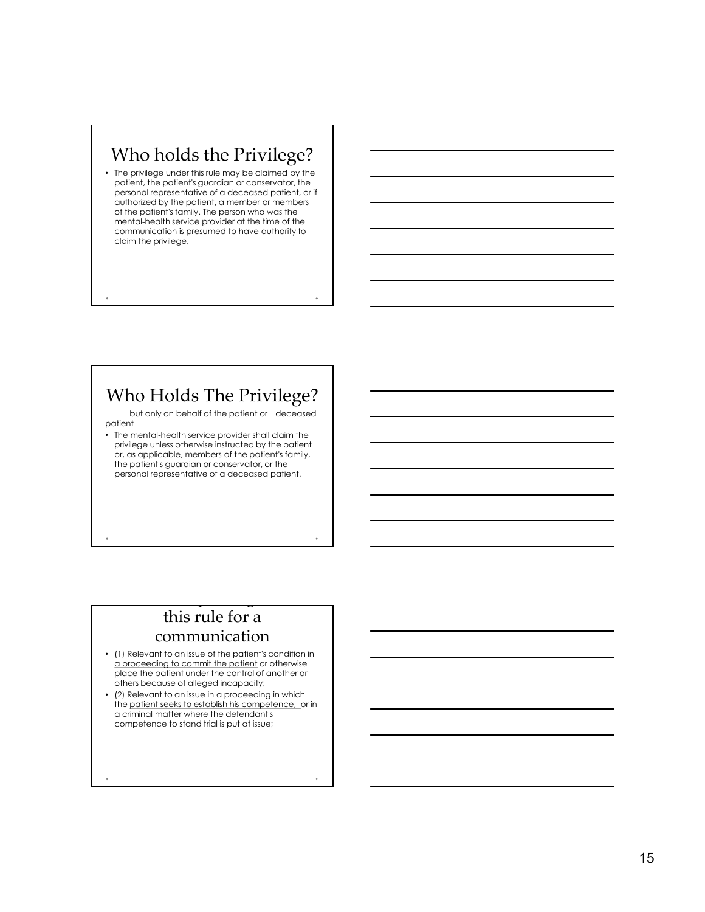## Who holds the Privilege?

- The privilege under this rule may be claimed by the patient, the patient's guardian or conservator, the personal representative of a deceased patient, or if authorized by the patient, a member or members of the patient's family. The person who was the mental-health service provider at the time of the communication is presumed to have authority to claim the privilege,

## Who Holds The Privilege?

but only on behalf of the patient or deceased patient

- The mental-health service provider shall claim the privilege unless otherwise instructed by the patient or, as applicable, members of the patient's family, the patient's guardian or conservator, or the personal representative of a deceased patient.

## this rule for a communication

- (1) Relevant to an issue of the patient's condition in a proceeding to commit the patient or otherwise place the patient under the control of another or others because of alleged incapacity;
- (2) Relevant to an issue in a proceeding in which the patient seeks to establish his competence, or in a criminal matter where the defendant's competence to stand trial is put at issue;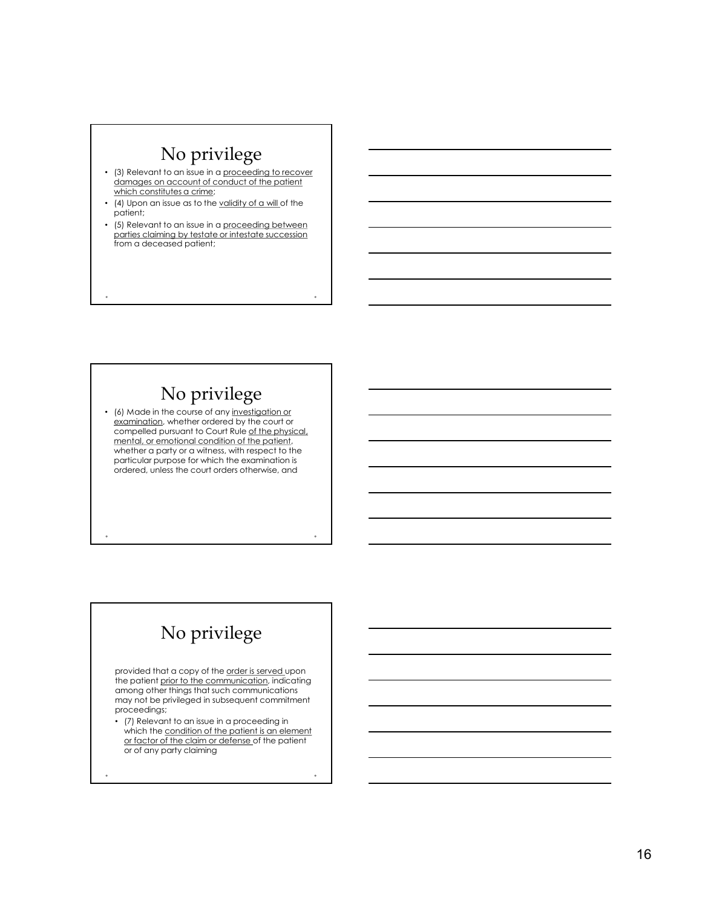## No privilege

- (3) Relevant to an issue in a proceeding to recover damages on account of conduct of the patient which constitutes a crime;
- (4) Upon an issue as to the validity of a will of the patient;
- (5) Relevant to an issue in a proceeding between parties claiming by testate or intestate succession from a deceased patient;

## No privilege

- (6) Made in the course of any investigation or examination, whether ordered by the court or compelled pursuant to Court Rule of the physical, mental, or emotional condition of the patient, whether a party or a witness, with respect to the particular purpose for which the examination is ordered, unless the court orders otherwise, and

## No privilege

provided that a copy of the order is served upon the patient prior to the communication, indicating among other things that such communications may not be privileged in subsequent commitment proceedings;

- (7) Relevant to an issue in a proceeding in which the condition of the patient is an element or factor of the claim or defense of the patient or of any party claiming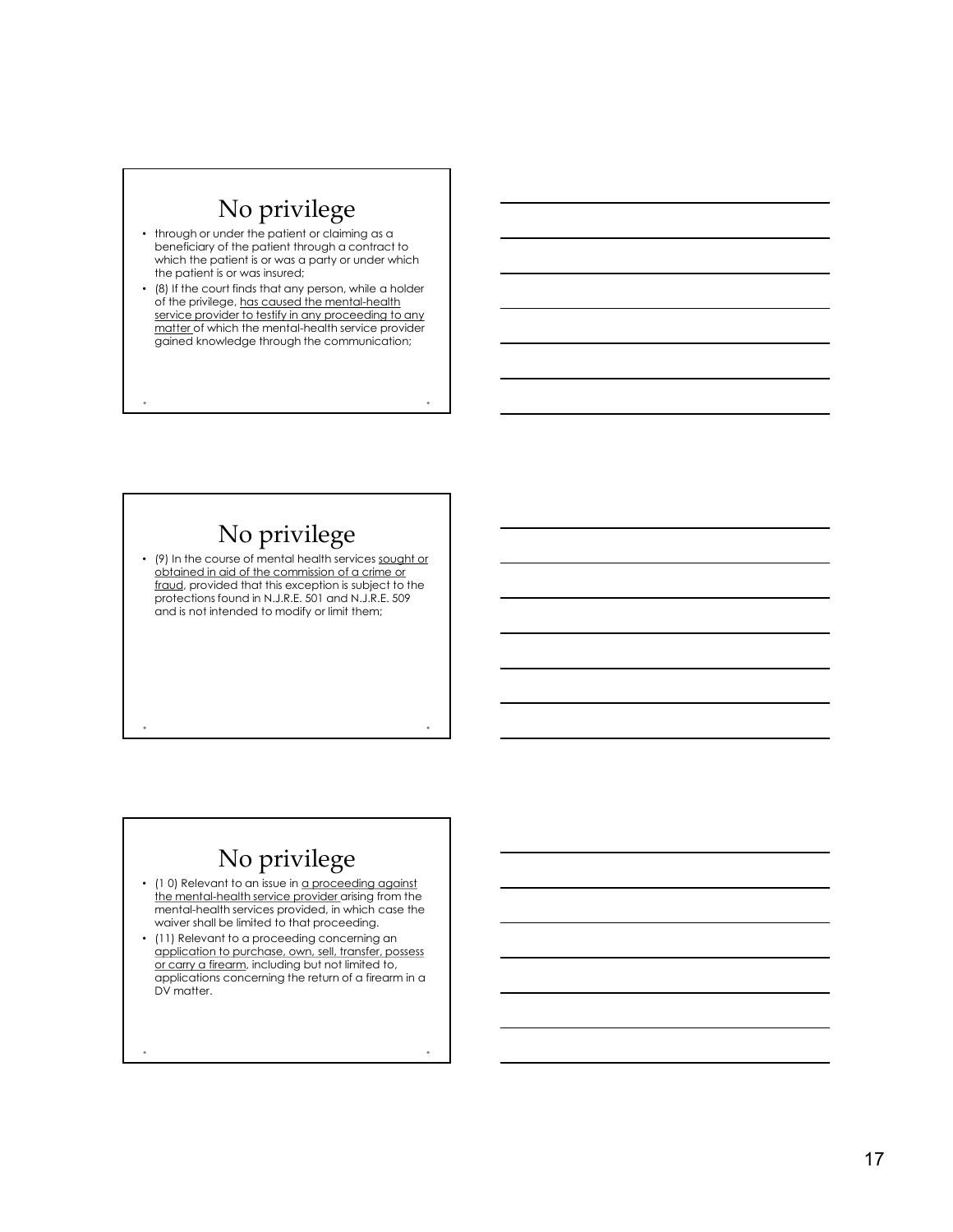## No privilege

- through or under the patient or claiming as a beneficiary of the patient through a contract to which the patient is or was a party or under which the patient is or was insured;
- (8) If the court finds that any person, while a holder of the privilege, has caused the mental-health service provider to testify in any proceeding to any matter of which the mental-health service provider gained knowledge through the communication;

## No privilege

- (9) In the course of mental health services sought or obtained in aid of the commission of a crime or fraud, provided that this exception is subject to the protections found in N.J.R.E. 501 and N.J.R.E. 509 and is not intended to modify or limit them;

## No privilege

- (1 0) Relevant to an issue in a proceeding against the mental-health service provider arising from the mental-health services provided, in which case the waiver shall be limited to that proceeding.
- (11) Relevant to a proceeding concerning an application to purchase, own, sell, transfer, possess or carry a firearm, including but not limited to, applications concerning the return of a firearm in a DV matter.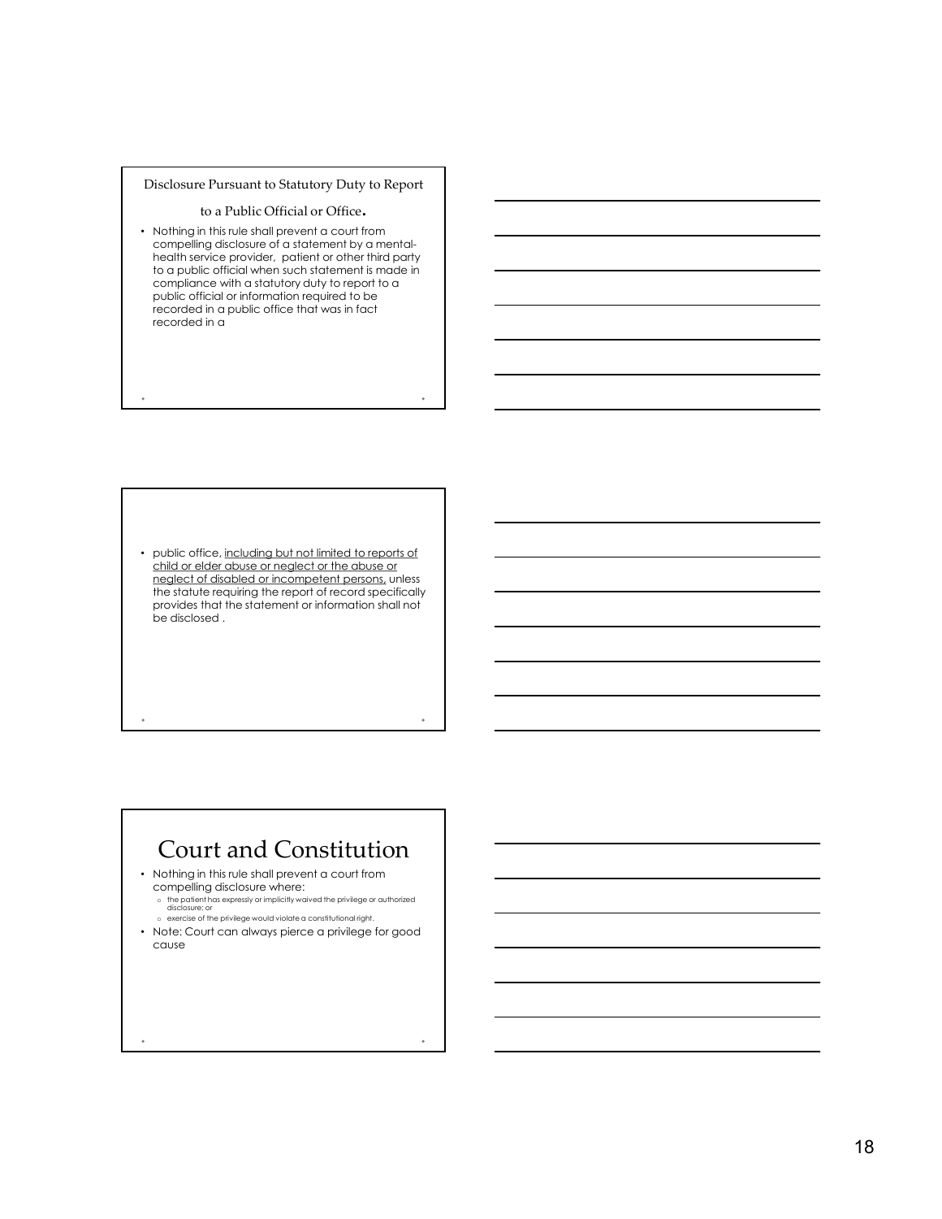## Disclosure Pursuant to Statutory Duty to Report to a Public Official or Office.

- Nothing in this rule shall prevent a court from compelling disclosure of a statement by a mental-health service provider, patient or other third party to a public official when such statement is made in compliance with a statutory duty to report to a public official or information required to be recorded in a public office that was in fact recorded in a

- public office, <u>including but not limited to reports of child or elder abuse or neglect or the abuse or neglect of disabled or incompetent persons,</u> unless the statute requiring the report of record specifically provides that the statement or information shall not be disclosed .

# Court and Constitution

- Nothing in this rule shall prevent a court from compelling disclosure where:
  - the patient has expressly or implicitly waived the privilege or authorized disclosure; or
  - exercise of the privilege would violate a constitutional right.
- Note: Court can always pierce a privilege for good cause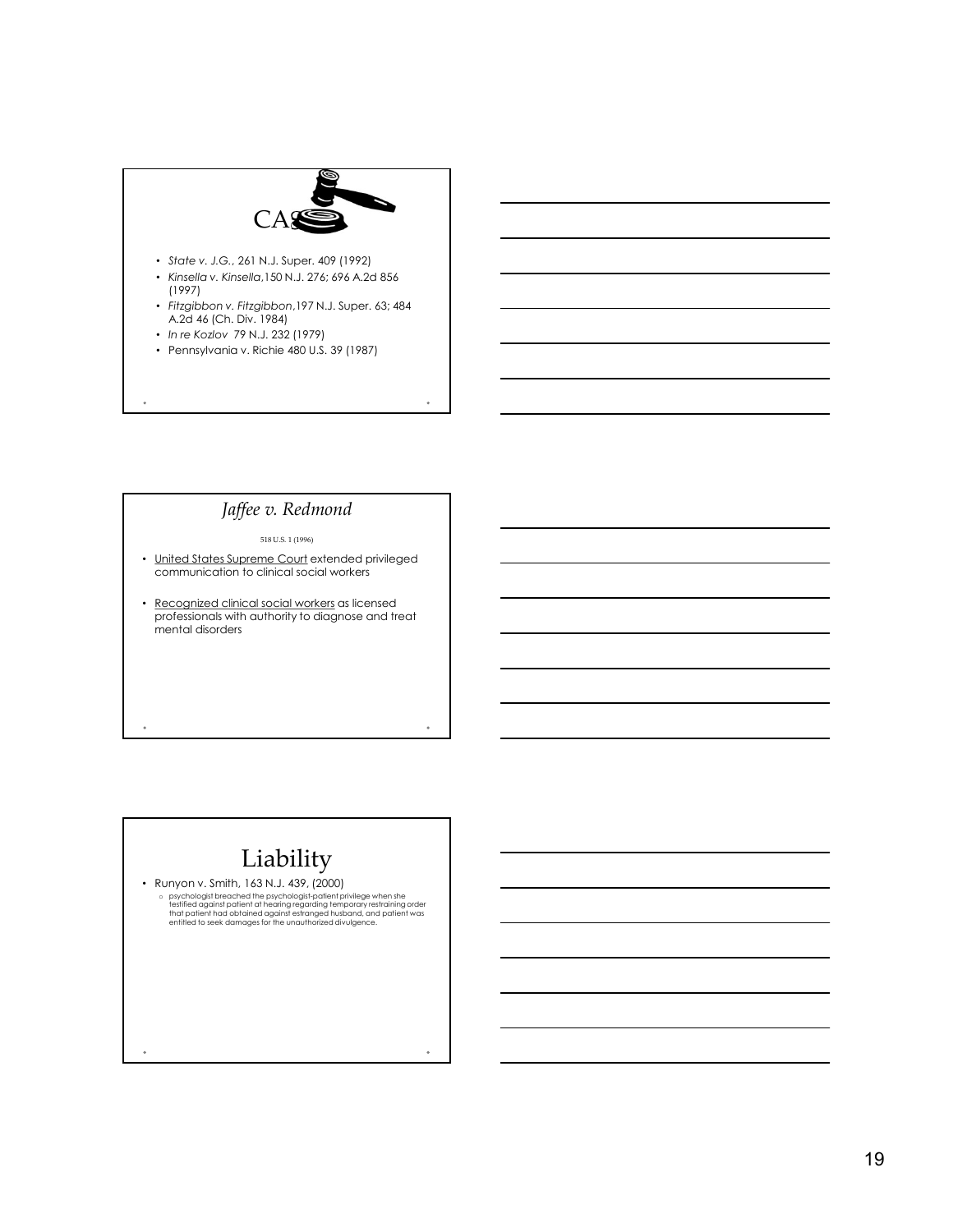## CASES

- *State v. J.G.*, 261 N.J. Super. 409 (1992)
- *Kinsella v. Kinsella*,150 N.J. 276; 696 A.2d 856 (1997)
- *Fitzgibbon v. Fitzgibbon*,197 N.J. Super. 63; 484 A.2d 46 (Ch. Div. 1984)
- *In re Kozlov* 79 N.J. 232 (1979)
- Pennsylvania v. Richie 480 U.S. 39 (1987)

## *Jaffee v. Redmond*

518 U.S. 1 (1996)

- United States Supreme Court extended privileged communication to clinical social workers
- Recognized clinical social workers as licensed professionals with authority to diagnose and treat mental disorders

## Liability

- Runyon v. Smith, 163 N.J. 439, (2000)
  - psychologist breached the psychologist-patient privilege when she testified against patient at hearing regarding temporary restraining order that patient had obtained against estranged husband, and patient was entitled to seek damages for the unauthorized divulgence.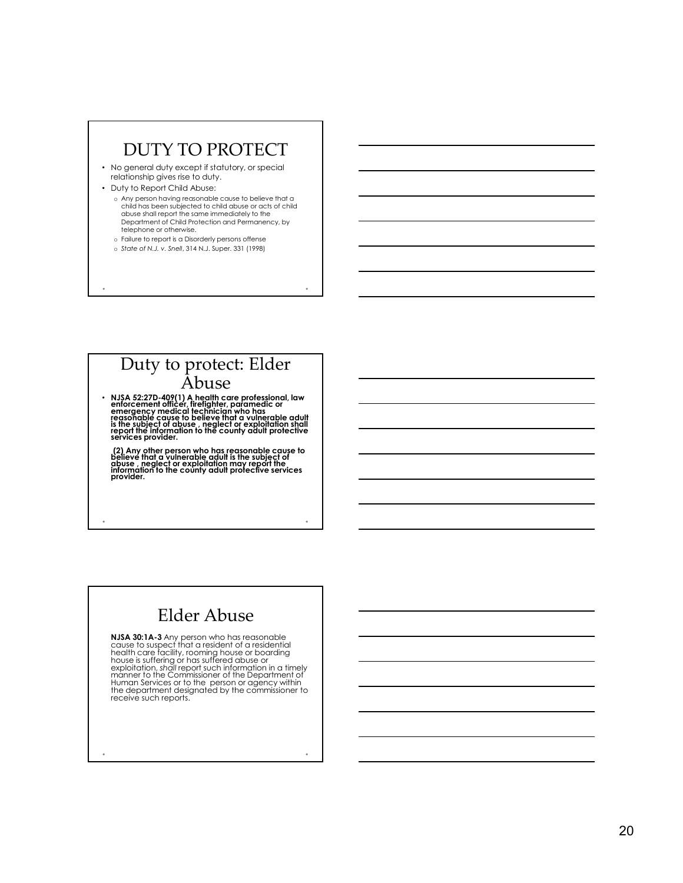## DUTY TO PROTECT

- No general duty except if statutory, or special relationship gives rise to duty.
- Duty to Report Child Abuse:
  - Any person having reasonable cause to believe that a child has been subjected to child abuse or acts of child abuse shall report the same immediately to the Department of Child Protection and Permanency, by telephone or otherwise.
  - Failure to report is a Disorderly persons offense
  - *State of N.J. v. Snell*, 314 N.J. Super. 331 (1998)

## Duty to protect: Elder Abuse

- **NJSA 52:27D-409(1) A health care professional, law enforcement officer, firefighter, paramedic or emergency medical technician who has reasonable cause to believe that a vulnerable adult is the subject of abuse , neglect or exploitation shall report the information to the county adult protective services provider.**

  **(2) Any other person who has reasonable cause to believe that a vulnerable adult is the subject of abuse , neglect or exploitation may report the information to the county adult protective services provider.**

## Elder Abuse

**NJSA 30:1A-3** Any person who has reasonable cause to suspect that a resident of a residential health care facility, rooming house or boarding house is suffering or has suffered abuse or exploitation, *shall* report such information in a timely manner to the Commissioner of the Department of Human Services or to the person or agency within the department designated by the commissioner to receive such reports.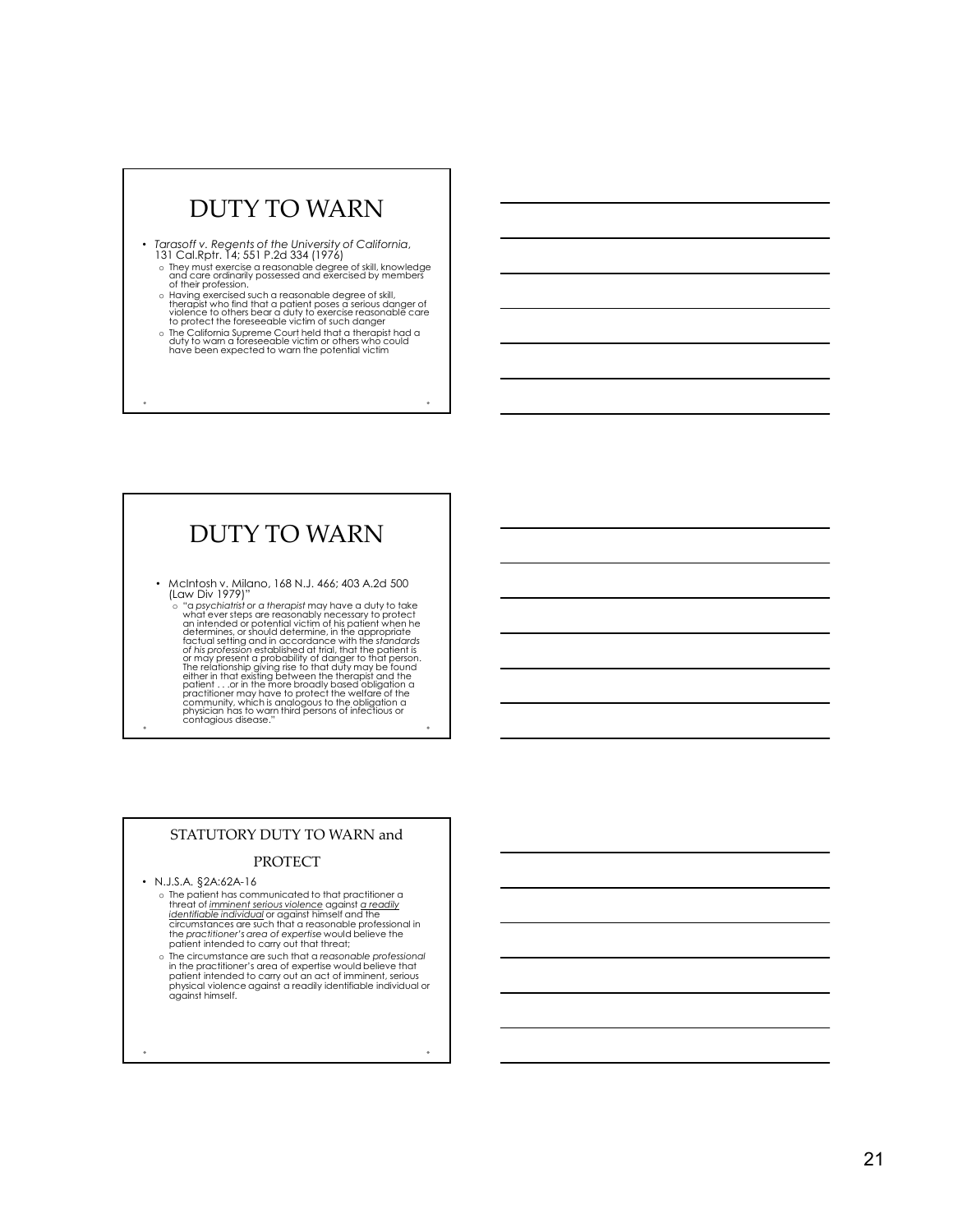# DUTY TO WARN

- *Tarasoff v. Regents of the University of California*, 131 Cal.Rptr. 14; 551 P.2d 334 (1976)
  - They must exercise a reasonable degree of skill, knowledge and care ordinarily possessed and exercised by members of their profession.
  - Having exercised such a reasonable degree of skill, therapist who find that a patient poses a serious danger of violence to others bear a duty to exercise reasonable care to protect the foreseeable victim of such danger
  - The California Supreme Court held that a therapist had a duty to warn a foreseeable victim or others who could have been expected to warn the potential victim

# DUTY TO WARN

- McIntosh v. Milano, 168 N.J. 466; 403 A.2d 500 (Law Div 1979)"
  - "a *psychiatrist or a therapist* may have a duty to take what ever steps are reasonably necessary to protect an intended or potential victim of his patient when he determines, or should determine, in the appropriate factual setting and in accordance with the *standards of his profession* established at trial, that the patient is or may present a probability of danger to that person. The relationship giving rise to that duty may be found either in that existing between the therapist and the patient . . .or in the more broadly based obligation a practitioner may have to protect the welfare of the community, which is analogous to the obligation a physician has to warn third persons of infectious or contagious disease."

## STATUTORY DUTY TO WARN and PROTECT

- N.J.S.A. §2A:62A-16
  - The patient has communicated to that practitioner a threat of *imminent serious violence* against *a readily identifiable individual* or against himself and the circumstances are such that a reasonable professional in the *practitioner's area of expertise* would believe the patient intended to carry out that threat;
  - The circumstance are such that a *reasonable professional* in the practitioner's area of expertise would believe that patient intended to carry out an act of imminent, serious physical violence against a readily identifiable individual or against himself.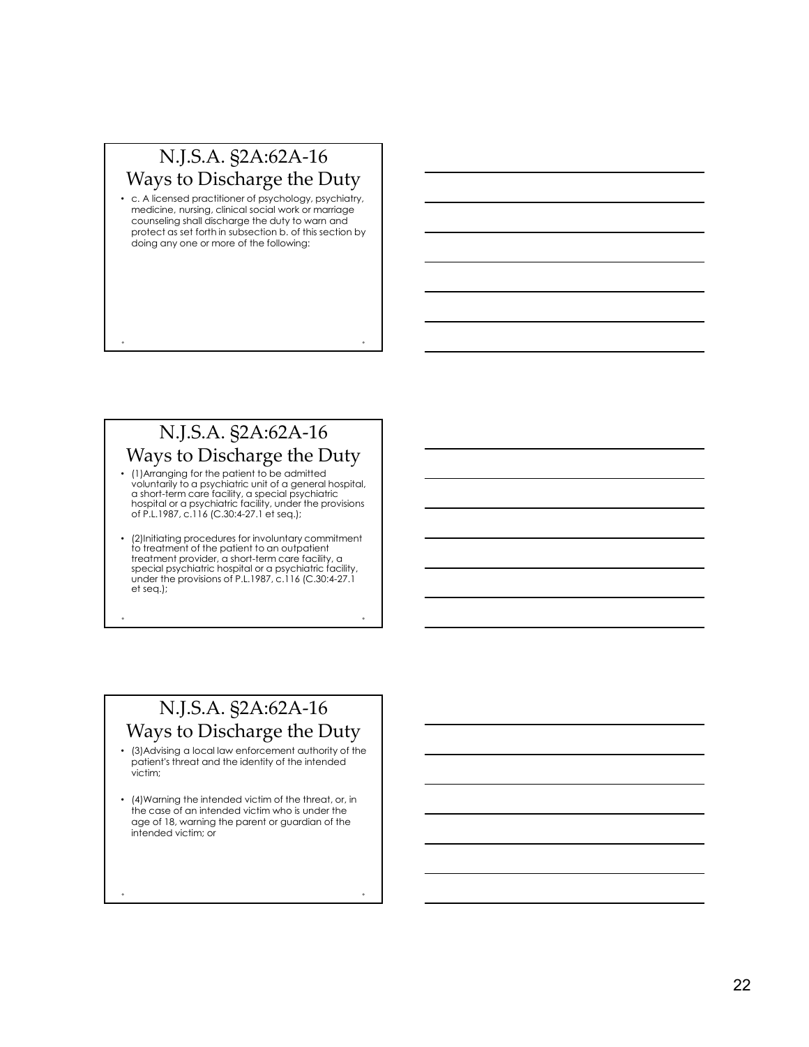## N.J.S.A. §2A:62A-16 Ways to Discharge the Duty

- c. A licensed practitioner of psychology, psychiatry, medicine, nursing, clinical social work or marriage counseling shall discharge the duty to warn and protect as set forth in subsection b. of this section by doing any one or more of the following:

## N.J.S.A. §2A:62A-16 Ways to Discharge the Duty

- (1)Arranging for the patient to be admitted voluntarily to a psychiatric unit of a general hospital, a short-term care facility, a special psychiatric hospital or a psychiatric facility, under the provisions of P.L.1987, c.116 (C.30:4-27.1 et seq.);
- (2)Initiating procedures for involuntary commitment to treatment of the patient to an outpatient treatment provider, a short-term care facility, a special psychiatric hospital or a psychiatric facility, under the provisions of P.L.1987, c.116 (C.30:4-27.1 et seq.);

## N.J.S.A. §2A:62A-16 Ways to Discharge the Duty

- (3)Advising a local law enforcement authority of the patient's threat and the identity of the intended victim;
- (4)Warning the intended victim of the threat, or, in the case of an intended victim who is under the age of 18, warning the parent or guardian of the intended victim; or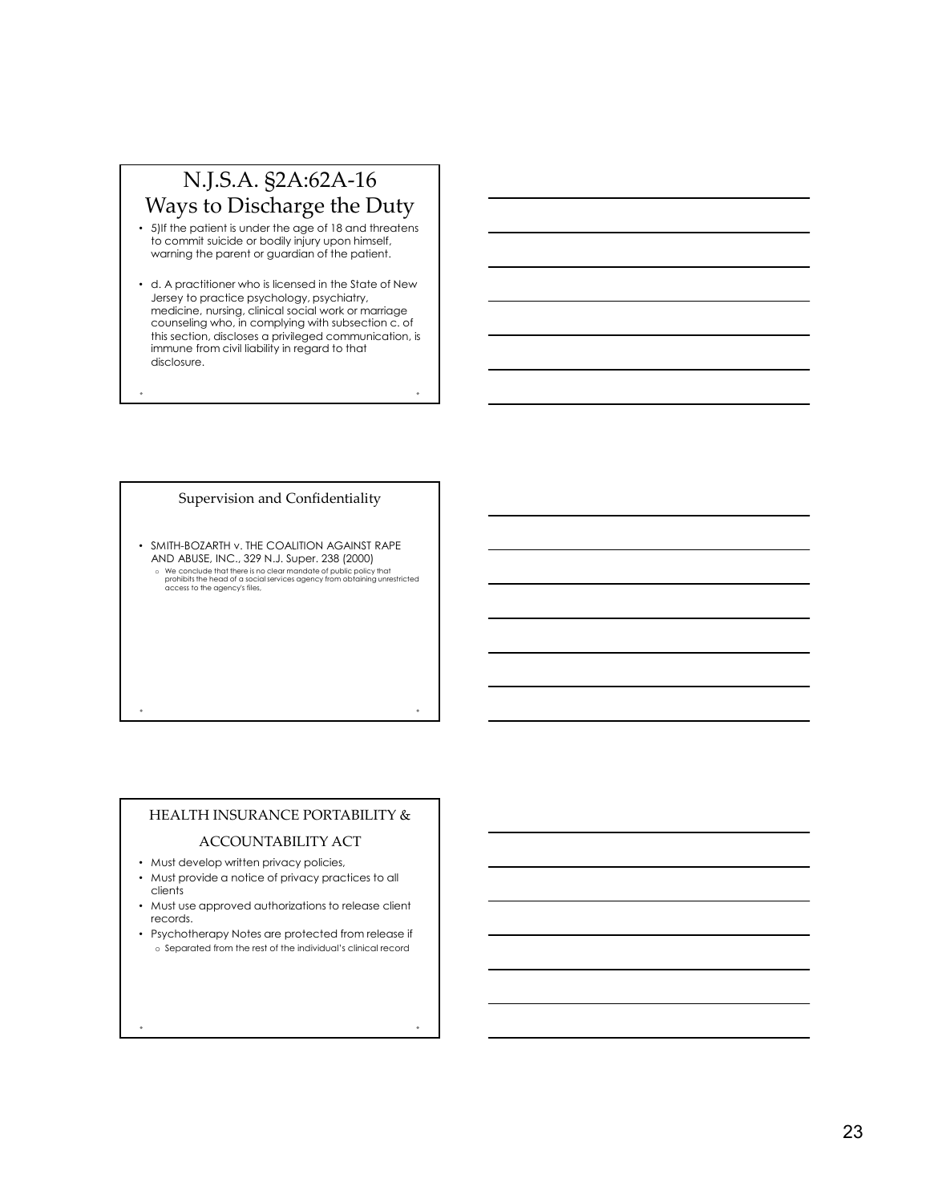## N.J.S.A. §2A:62A-16 Ways to Discharge the Duty

- 5)If the patient is under the age of 18 and threatens to commit suicide or bodily injury upon himself, warning the parent or guardian of the patient.
- d. A practitioner who is licensed in the State of New Jersey to practice psychology, psychiatry, medicine, nursing, clinical social work or marriage counseling who, in complying with subsection c. of this section, discloses a privileged communication, is immune from civil liability in regard to that disclosure.

## Supervision and Confidentiality

- SMITH-BOZARTH v. THE COALITION AGAINST RAPE AND ABUSE, INC., 329 N.J. Super. 238 (2000)
  - We conclude that there is no clear mandate of public policy that prohibits the head of a social services agency from obtaining unrestricted access to the agency's files,

## HEALTH INSURANCE PORTABILITY & ACCOUNTABILITY ACT

- Must develop written privacy policies,
- Must provide a notice of privacy practices to all clients
- Must use approved authorizations to release client records.
- Psychotherapy Notes are protected from release if
  - Separated from the rest of the individual's clinical record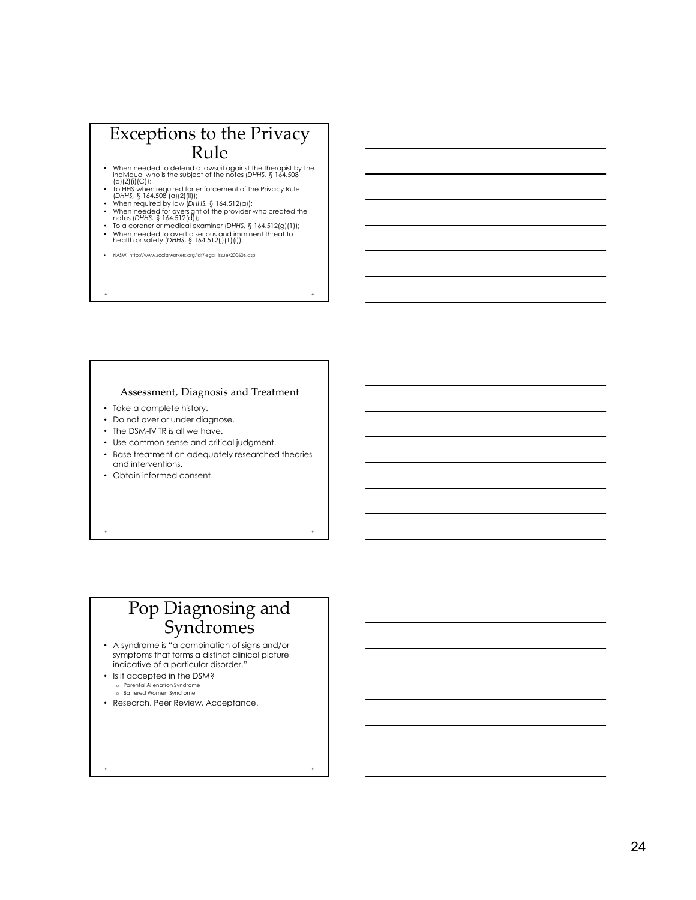## Exceptions to the Privacy Rule

- When needed to defend a lawsuit against the therapist by the individual who is the subject of the notes (*DHHS,* § 164.508 (a)(2)(i)(C));
- To HHS when required for enforcement of the Privacy Rule (*DHHS,* § 164.508 (a)(2)(ii));
- When required by law (*DHHS,* § 164.512(a));
- When needed for oversight of the provider who created the notes (*DHHS,* § 164.512(d));
- To a coroner or medical examiner (*DHHS,* § 164.512(g)(1));
- When needed to avert a serious and imminent threat to health or safety (*DHHS*, § 164.512(j)(1)(i)).

- NASW, http://www.socialworkers.org/ldf/legal_issue/200606.asp

## Assessment, Diagnosis and Treatment

- Take a complete history.
- Do not over or under diagnose.
- The DSM-IV TR is all we have.
- Use common sense and critical judgment.
- Base treatment on adequately researched theories and interventions.
- Obtain informed consent.

## Pop Diagnosing and Syndromes

- A syndrome is "a combination of signs and/or symptoms that forms a distinct clinical picture indicative of a particular disorder."
- Is it accepted in the DSM?
  - Parental Alienation Syndrome
  - Battered Women Syndrome
- Research, Peer Review, Acceptance.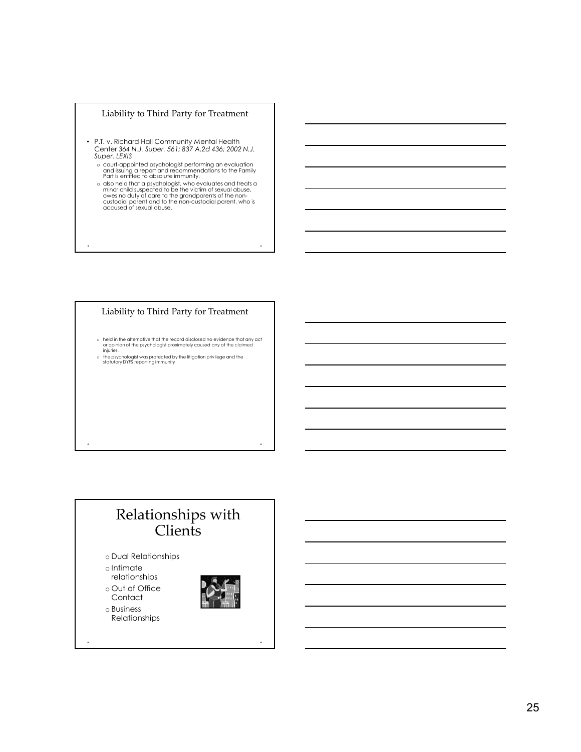## Liability to Third Party for Treatment

- P.T. v. Richard Hall Community Mental Health Center *364 N.J. Super. 561; 837 A.2d 436; 2002 N.J. Super. LEXIS*
  - court-appointed psychologist performing an evaluation and issuing a report and recommendations to the Family Part is entitled to absolute immunity.
  - also held that a psychologist, who evaluates and treats a minor child suspected to be the victim of sexual abuse, owes no duty of care to the grandparents of the non-custodial parent and to the non-custodial parent, who is accused of sexual abuse.

## Liability to Third Party for Treatment

- held in the alternative that the record disclosed no evidence that any act or opinion of the psychologist proximately caused any of the claimed injuries.
- the psychologist was protected by the litigation privilege and the statutory DYFS reporting immunity

## Relationships with Clients

- Dual Relationships
- Intimate relationships
- Out of Office Contact
- Business Relationships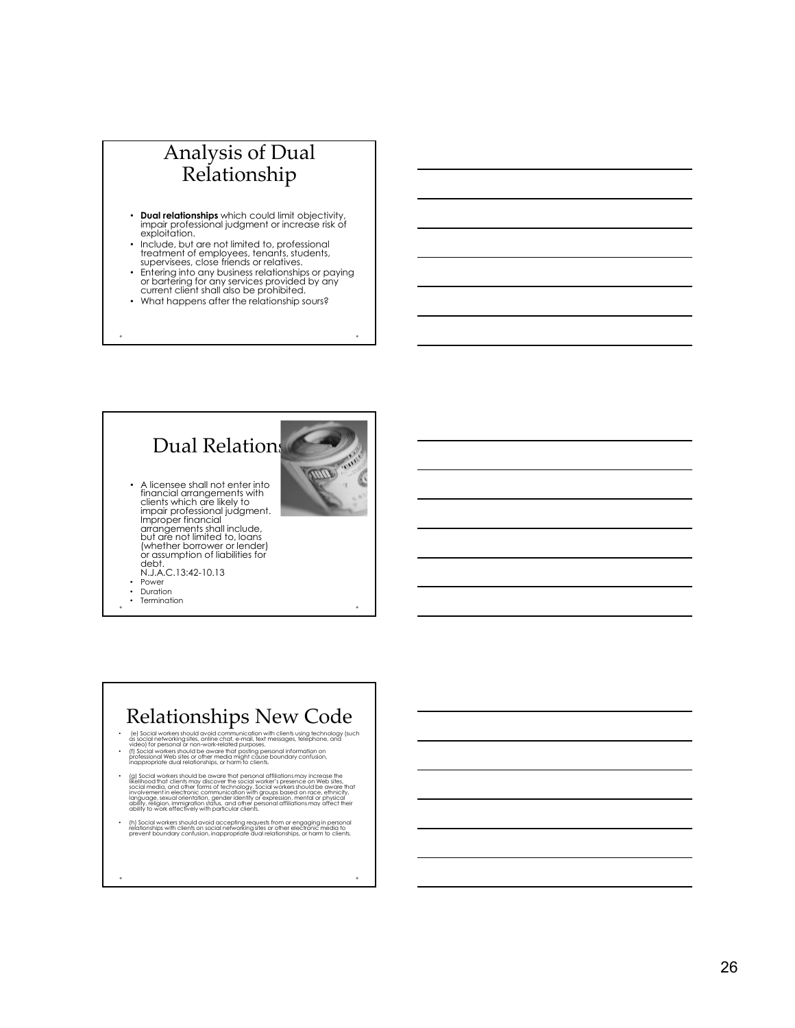## Analysis of Dual Relationship

- **Dual relationships** which could limit objectivity, impair professional judgment or increase risk of exploitation.
- Include, but are not limited to, professional treatment of employees, tenants, students, supervisees, close friends or relatives.
- Entering into any business relationships or paying or bartering for any services provided by any current client shall also be prohibited.
- What happens after the relationship sours?

## Dual Relations

- A licensee shall not enter into financial arrangements with clients which are likely to impair professional judgment. Improper financial arrangements shall include, but are not limited to, loans (whether borrower or lender) or assumption of liabilities for debt.
  N.J.A.C.13:42-10.13
- Power
- Duration
- Termination

## Relationships New Code

- (e) Social workers should avoid communication with clients using technology (such as social networking sites, online chat, e-mail, text messages, telephone, and video) for personal or non-work-related purposes.
- (f) Social workers should be aware that posting personal information on professional Web sites or other media might cause boundary confusion, inappropriate dual relationships, or harm to clients.
- (g) Social workers should be aware that personal affiliations may increase the likelihood that clients may discover the social worker's presence on Web sites, social media, and other forms of technology. Social workers should be aware that involvement in electronic communication with groups based on race, ethnicity, language, sexual orientation, gender identity or expression, mental or physical ability, religion, immigration status, and other personal affiliations may affect their ability to work effectively with particular clients.
- (h) Social workers should avoid accepting requests from or engaging in personal relationships with clients on social networking sites or other electronic media to prevent boundary confusion, inappropriate dual relationships, or harm to clients.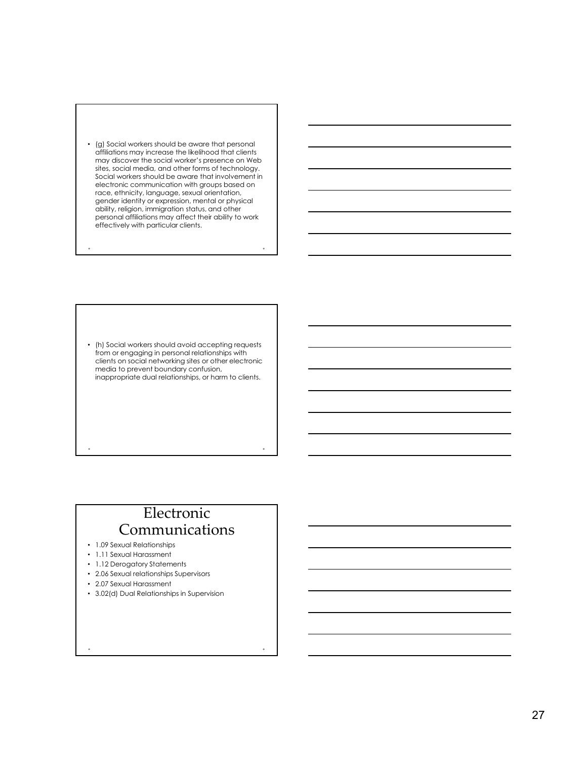- (g) Social workers should be aware that personal affiliations may increase the likelihood that clients may discover the social worker's presence on Web sites, social media, and other forms of technology. Social workers should be aware that involvement in electronic communication with groups based on race, ethnicity, language, sexual orientation, gender identity or expression, mental or physical ability, religion, immigration status, and other personal affiliations may affect their ability to work effectively with particular clients.

- (h) Social workers should avoid accepting requests from or engaging in personal relationships with clients on social networking sites or other electronic media to prevent boundary confusion, inappropriate dual relationships, or harm to clients.

# Electronic Communications

- 1.09 Sexual Relationships
- 1.11 Sexual Harassment
- 1.12 Derogatory Statements
- 2.06 Sexual relationships Supervisors
- 2.07 Sexual Harassment
- 3.02(d) Dual Relationships in Supervision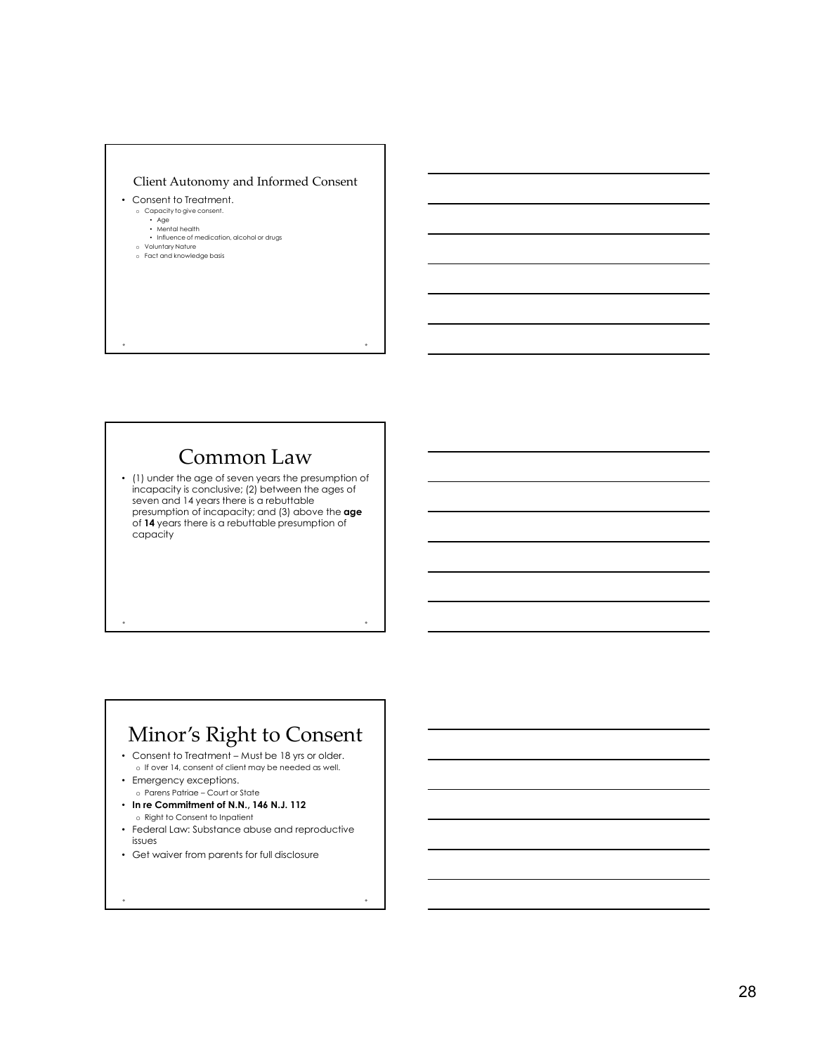## Client Autonomy and Informed Consent

- Consent to Treatment.
  - Capacity to give consent.
    - Age
    - Mental health
    - Influence of medication, alcohol or drugs
  - Voluntary Nature
  - Fact and knowledge basis

## Common Law

- (1) under the age of seven years the presumption of incapacity is conclusive; (2) between the ages of seven and 14 years there is a rebuttable presumption of incapacity; and (3) above the **age** of **14** years there is a rebuttable presumption of capacity

## Minor's Right to Consent

- Consent to Treatment – Must be 18 yrs or older.
  - If over 14, consent of client may be needed as well.
- Emergency exceptions.
  - Parens Patriae – Court or State
- **In re Commitment of N.N., 146 N.J. 112**
  - Right to Consent to Inpatient
- Federal Law: Substance abuse and reproductive issues
- Get waiver from parents for full disclosure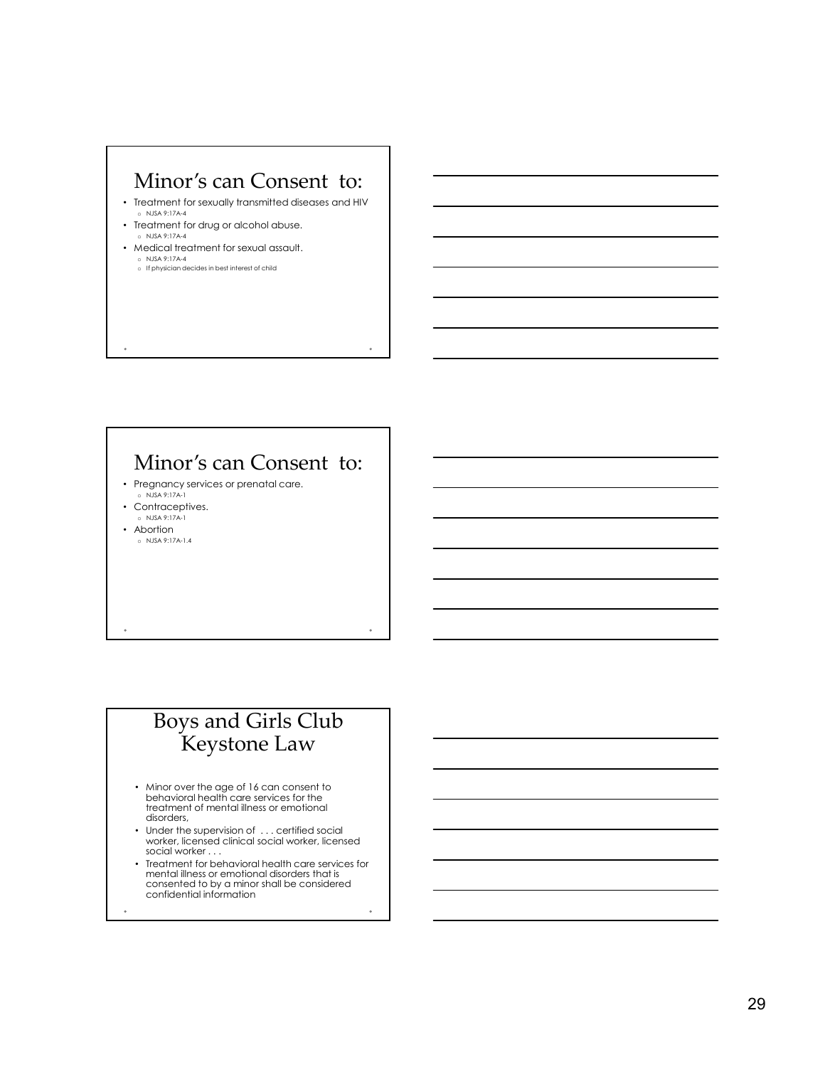## Minor's can Consent to:

- Treatment for sexually transmitted diseases and HIV
  - NJSA 9:17A-4
- Treatment for drug or alcohol abuse.
  - NJSA 9:17A-4
- Medical treatment for sexual assault.
  - NJSA 9:17A-4
  - If physician decides in best interest of child

## Minor's can Consent to:

- Pregnancy services or prenatal care.
  - NJSA 9:17A-1
- Contraceptives.
  - NJSA 9:17A-1
- Abortion
  - NJSA 9:17A-1.4

## Boys and Girls Club Keystone Law

- Minor over the age of 16 can consent to behavioral health care services for the treatment of mental illness or emotional disorders,
- Under the supervision of . . . certified social worker, licensed clinical social worker, licensed social worker . . .
- Treatment for behavioral health care services for mental illness or emotional disorders that is consented to by a minor shall be considered confidential information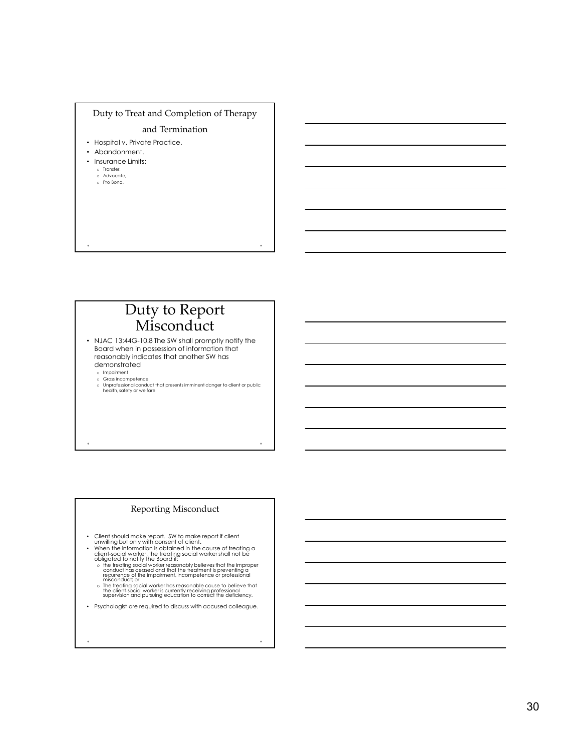## Duty to Treat and Completion of Therapy and Termination

- Hospital v. Private Practice.
- Abandonment.
- Insurance Limits:
  - Transfer,
  - Advocate,
  - Pro Bono.

## Duty to Report Misconduct

- NJAC 13:44G-10.8 The SW shall promptly notify the Board when in possession of information that reasonably indicates that another SW has demonstrated
  - Impairment
  - Gross incompetence
  - Unprofessional conduct that presents imminent danger to client or public health, safety or welfare

## Reporting Misconduct

- Client should make report. SW to make report if client unwilling but only with consent of client.
- When the information is obtained in the course of treating a client-social worker, the treating social worker shall not be obligated to notify the Board if:
  - the treating social worker reasonably believes that the improper conduct has ceased and that the treatment is preventing a recurrence of the impairment, incompetence or professional misconduct; or
  - The treating social worker has reasonable cause to believe that the client-social worker is currently receiving professional supervision and pursuing education to correct the deficiency.
- Psychologist are required to discuss with accused colleague.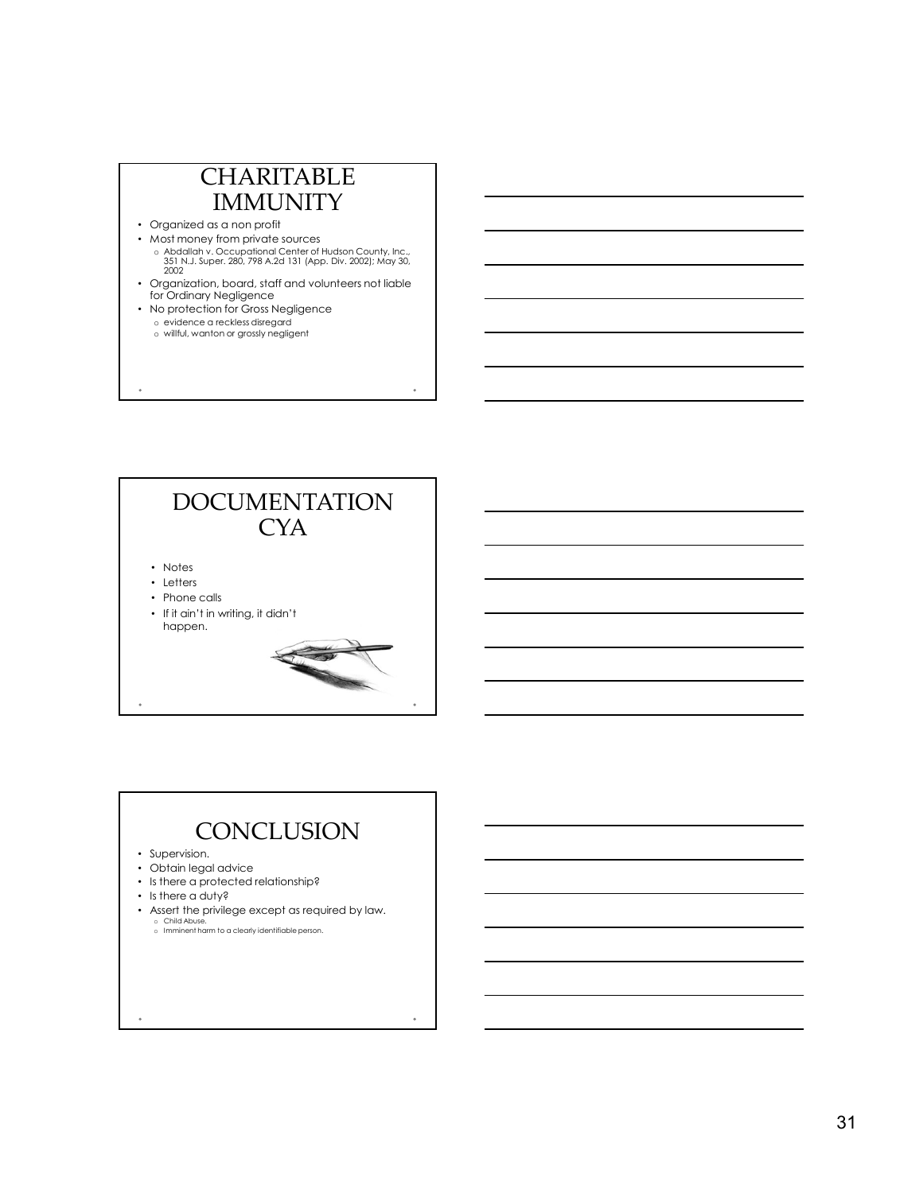## CHARITABLE IMMUNITY

- Organized as a non profit
- Most money from private sources
  - Abdallah v. Occupational Center of Hudson County, Inc., 351 N.J. Super. 280, 798 A.2d 131 (App. Div. 2002); May 30, 2002
- Organization, board, staff and volunteers not liable for Ordinary Negligence
- No protection for Gross Negligence
  - evidence a reckless disregard
  - willful, wanton or grossly negligent

## DOCUMENTATION CYA

- Notes
- Letters
- Phone calls
- If it ain't in writing, it didn't happen.

## CONCLUSION

- Supervision.
- Obtain legal advice
- Is there a protected relationship?
- Is there a duty?
- Assert the privilege except as required by law.
  - Child Abuse.
  - Imminent harm to a clearly identifiable person.